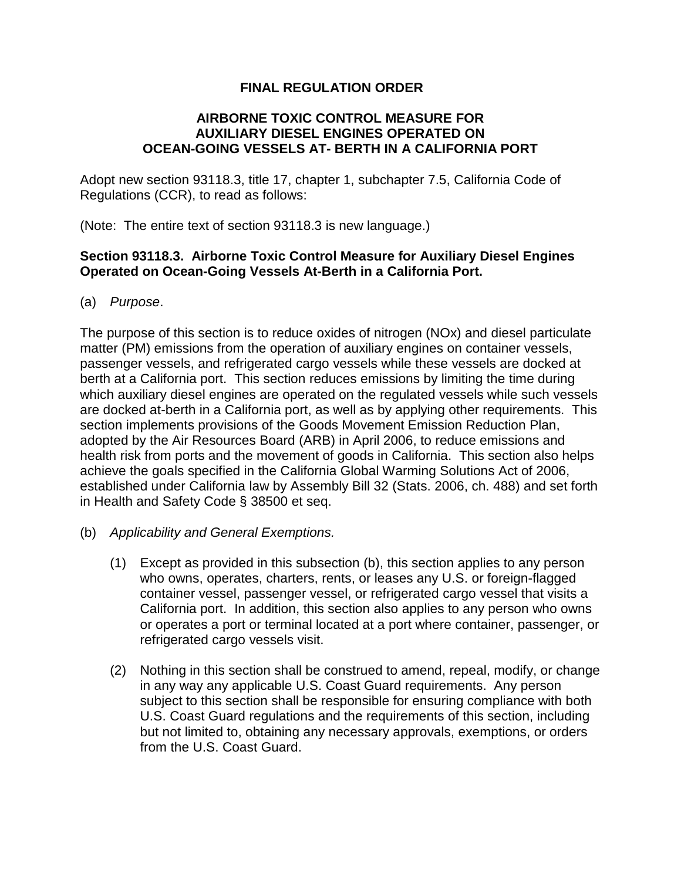# FINAL REGULATION ORDER

## AIRBORNE TOXIC CONTROL MEASURE FOR AUXILIARY DIESEL ENGINES OPERATED ON OCEAN-GOING VESSELS AT- BERTH IN A CALIFORNIA PORT

Adopt new section 93118.3, title 17, chapter 1, subchapter 7.5, California Code of Regulations (CCR), to read as follows:

(Note: The entire text of section 93118.3 is new language.)

**Section 93118.3. Airborne Toxic Control Measure for Auxiliary Diesel Engines Operated on Ocean-Going Vessels At-Berth in a California Port.**

(a) *Purpose*.

The purpose of this section is to reduce oxides of nitrogen (NOx) and diesel particulate matter (PM) emissions from the operation of auxiliary engines on container vessels, passenger vessels, and refrigerated cargo vessels while these vessels are docked at berth at a California port. This section reduces emissions by limiting the time during which auxiliary diesel engines are operated on the regulated vessels while such vessels are docked at-berth in a California port, as well as by applying other requirements. This section implements provisions of the Goods Movement Emission Reduction Plan, adopted by the Air Resources Board (ARB) in April 2006, to reduce emissions and health risk from ports and the movement of goods in California. This section also helps achieve the goals specified in the California Global Warming Solutions Act of 2006, established under California law by Assembly Bill 32 (Stats. 2006, ch. 488) and set forth in Health and Safety Code § 38500 et seq.

(b) *Applicability and General Exemptions.*

(1) Except as provided in this subsection (b), this section applies to any person who owns, operates, charters, rents, or leases any U.S. or foreign-flagged container vessel, passenger vessel, or refrigerated cargo vessel that visits a California port. In addition, this section also applies to any person who owns or operates a port or terminal located at a port where container, passenger, or refrigerated cargo vessels visit.

(2) Nothing in this section shall be construed to amend, repeal, modify, or change in any way any applicable U.S. Coast Guard requirements. Any person subject to this section shall be responsible for ensuring compliance with both U.S. Coast Guard regulations and the requirements of this section, including but not limited to, obtaining any necessary approvals, exemptions, or orders from the U.S. Coast Guard.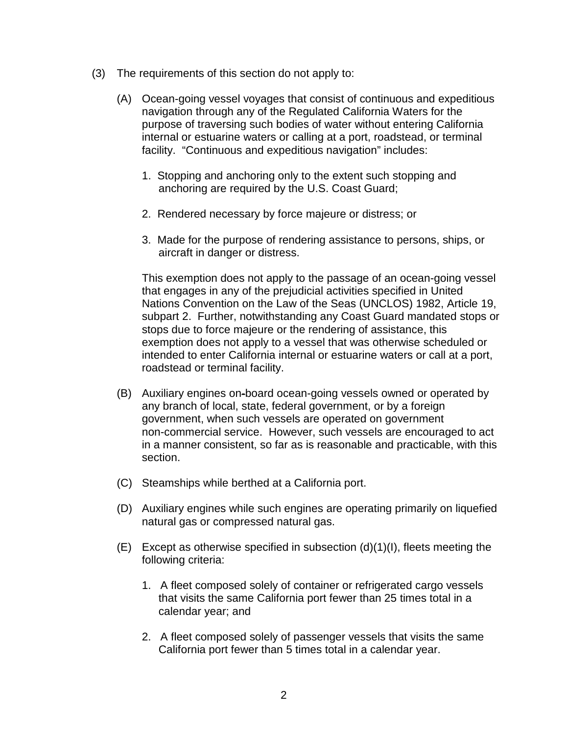(3) The requirements of this section do not apply to:

(A) Ocean-going vessel voyages that consist of continuous and expeditious navigation through any of the Regulated California Waters for the purpose of traversing such bodies of water without entering California internal or estuarine waters or calling at a port, roadstead, or terminal facility. "Continuous and expeditious navigation" includes:

1. Stopping and anchoring only to the extent such stopping and anchoring are required by the U.S. Coast Guard;

2. Rendered necessary by force majeure or distress; or

3. Made for the purpose of rendering assistance to persons, ships, or aircraft in danger or distress.

This exemption does not apply to the passage of an ocean-going vessel that engages in any of the prejudicial activities specified in United Nations Convention on the Law of the Seas (UNCLOS) 1982, Article 19, subpart 2. Further, notwithstanding any Coast Guard mandated stops or stops due to force majeure or the rendering of assistance, this exemption does not apply to a vessel that was otherwise scheduled or intended to enter California internal or estuarine waters or call at a port, roadstead or terminal facility.

(B) Auxiliary engines on-board ocean-going vessels owned or operated by any branch of local, state, federal government, or by a foreign government, when such vessels are operated on government non-commercial service. However, such vessels are encouraged to act in a manner consistent, so far as is reasonable and practicable, with this section.

(C) Steamships while berthed at a California port.

(D) Auxiliary engines while such engines are operating primarily on liquefied natural gas or compressed natural gas.

(E) Except as otherwise specified in subsection (d)(1)(I), fleets meeting the following criteria:

1. A fleet composed solely of container or refrigerated cargo vessels that visits the same California port fewer than 25 times total in a calendar year; and

2. A fleet composed solely of passenger vessels that visits the same California port fewer than 5 times total in a calendar year.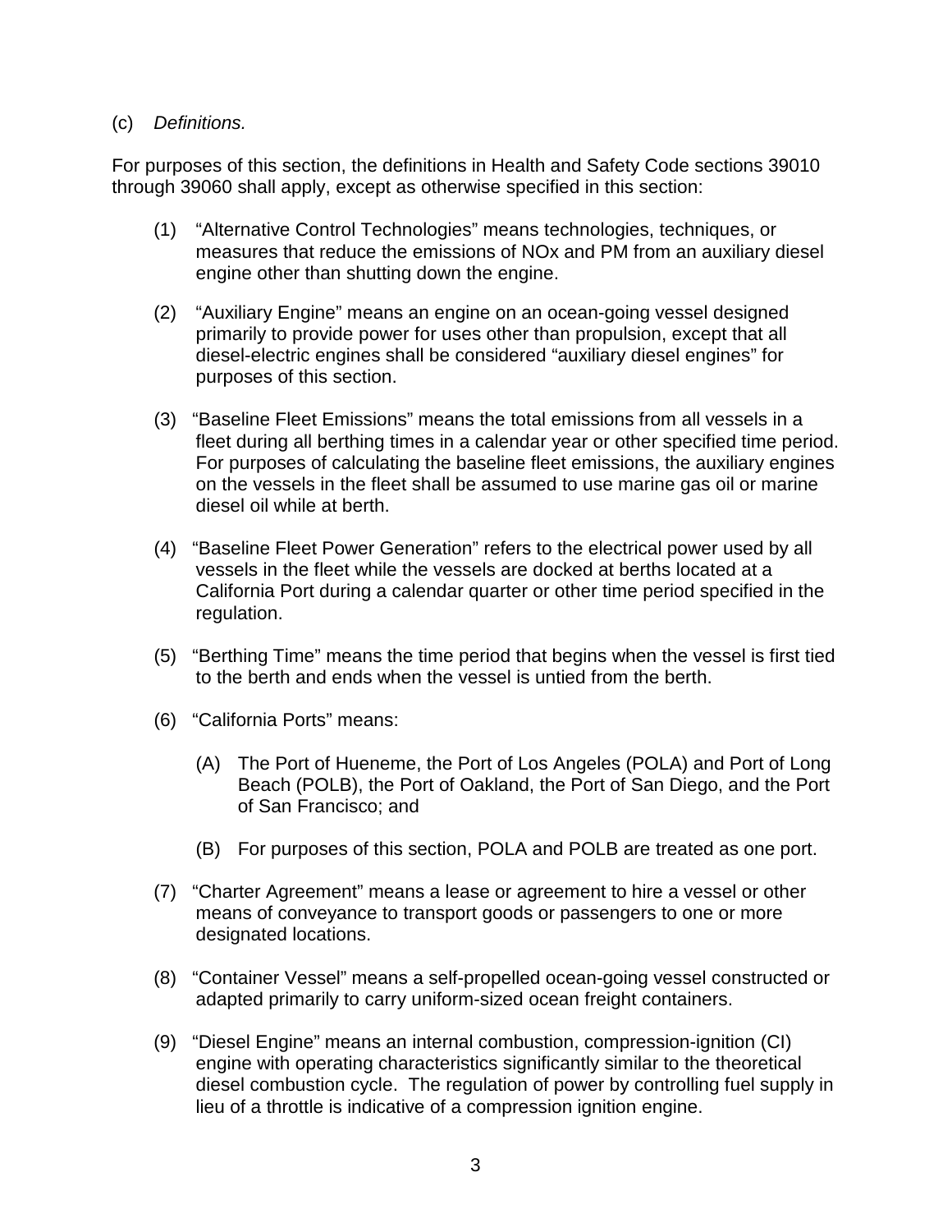(c) *Definitions.*

For purposes of this section, the definitions in Health and Safety Code sections 39010 through 39060 shall apply, except as otherwise specified in this section:

(1) "Alternative Control Technologies" means technologies, techniques, or measures that reduce the emissions of NOx and PM from an auxiliary diesel engine other than shutting down the engine.

(2) "Auxiliary Engine" means an engine on an ocean-going vessel designed primarily to provide power for uses other than propulsion, except that all diesel-electric engines shall be considered "auxiliary diesel engines" for purposes of this section.

(3) "Baseline Fleet Emissions" means the total emissions from all vessels in a fleet during all berthing times in a calendar year or other specified time period. For purposes of calculating the baseline fleet emissions, the auxiliary engines on the vessels in the fleet shall be assumed to use marine gas oil or marine diesel oil while at berth.

(4) "Baseline Fleet Power Generation" refers to the electrical power used by all vessels in the fleet while the vessels are docked at berths located at a California Port during a calendar quarter or other time period specified in the regulation.

(5) "Berthing Time" means the time period that begins when the vessel is first tied to the berth and ends when the vessel is untied from the berth.

(6) "California Ports" means:

  (A) The Port of Hueneme, the Port of Los Angeles (POLA) and Port of Long Beach (POLB), the Port of Oakland, the Port of San Diego, and the Port of San Francisco; and

  (B) For purposes of this section, POLA and POLB are treated as one port.

(7) "Charter Agreement" means a lease or agreement to hire a vessel or other means of conveyance to transport goods or passengers to one or more designated locations.

(8) "Container Vessel" means a self-propelled ocean-going vessel constructed or adapted primarily to carry uniform-sized ocean freight containers.

(9) "Diesel Engine" means an internal combustion, compression-ignition (CI) engine with operating characteristics significantly similar to the theoretical diesel combustion cycle. The regulation of power by controlling fuel supply in lieu of a throttle is indicative of a compression ignition engine.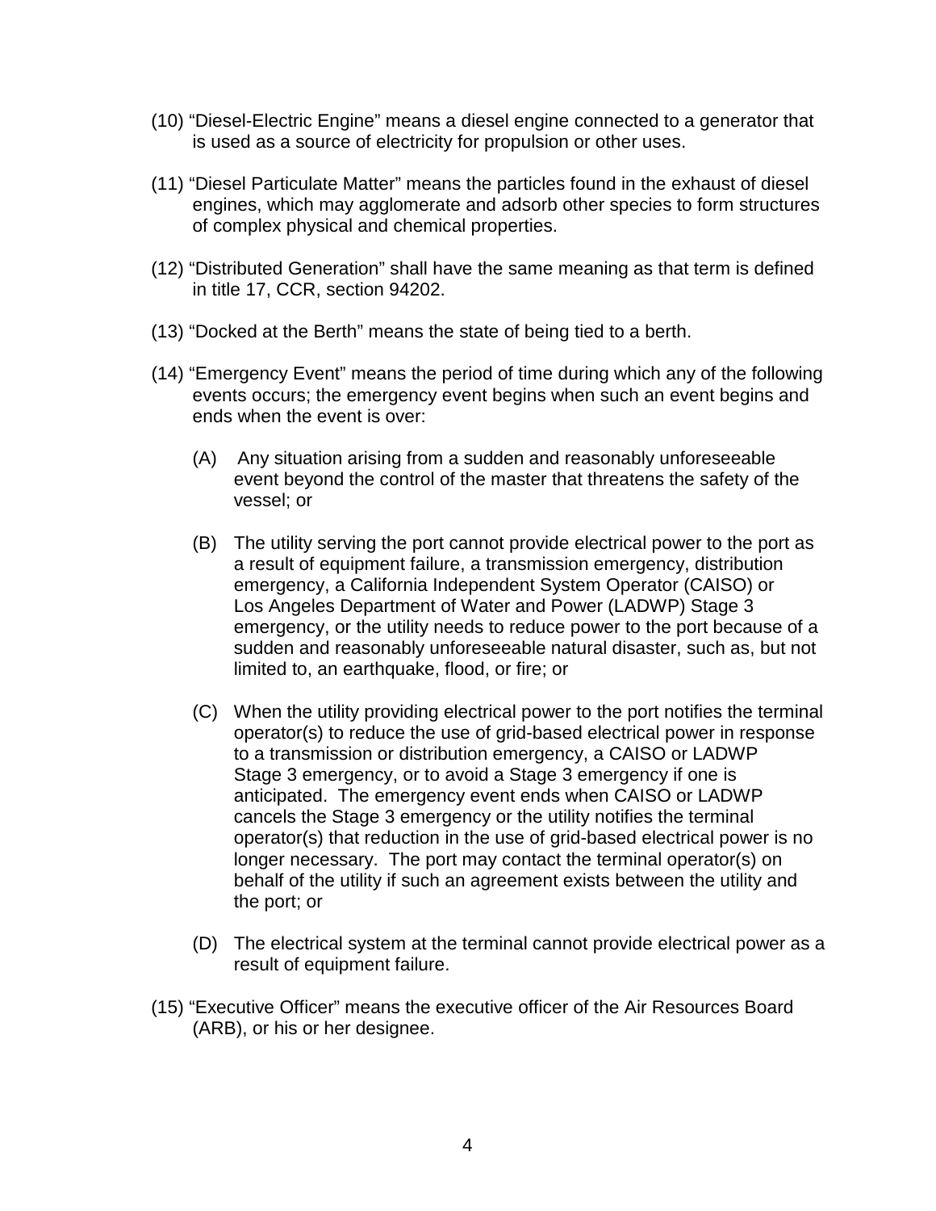(10) “Diesel-Electric Engine” means a diesel engine connected to a generator that is used as a source of electricity for propulsion or other uses.

(11) “Diesel Particulate Matter” means the particles found in the exhaust of diesel engines, which may agglomerate and adsorb other species to form structures of complex physical and chemical properties.

(12) “Distributed Generation” shall have the same meaning as that term is defined in title 17, CCR, section 94202.

(13) “Docked at the Berth” means the state of being tied to a berth.

(14) “Emergency Event” means the period of time during which any of the following events occurs; the emergency event begins when such an event begins and ends when the event is over:

(A) Any situation arising from a sudden and reasonably unforeseeable event beyond the control of the master that threatens the safety of the vessel; or

(B) The utility serving the port cannot provide electrical power to the port as a result of equipment failure, a transmission emergency, distribution emergency, a California Independent System Operator (CAISO) or Los Angeles Department of Water and Power (LADWP) Stage 3 emergency, or the utility needs to reduce power to the port because of a sudden and reasonably unforeseeable natural disaster, such as, but not limited to, an earthquake, flood, or fire; or

(C) When the utility providing electrical power to the port notifies the terminal operator(s) to reduce the use of grid-based electrical power in response to a transmission or distribution emergency, a CAISO or LADWP Stage 3 emergency, or to avoid a Stage 3 emergency if one is anticipated. The emergency event ends when CAISO or LADWP cancels the Stage 3 emergency or the utility notifies the terminal operator(s) that reduction in the use of grid-based electrical power is no longer necessary. The port may contact the terminal operator(s) on behalf of the utility if such an agreement exists between the utility and the port; or

(D) The electrical system at the terminal cannot provide electrical power as a result of equipment failure.

(15) “Executive Officer” means the executive officer of the Air Resources Board (ARB), or his or her designee.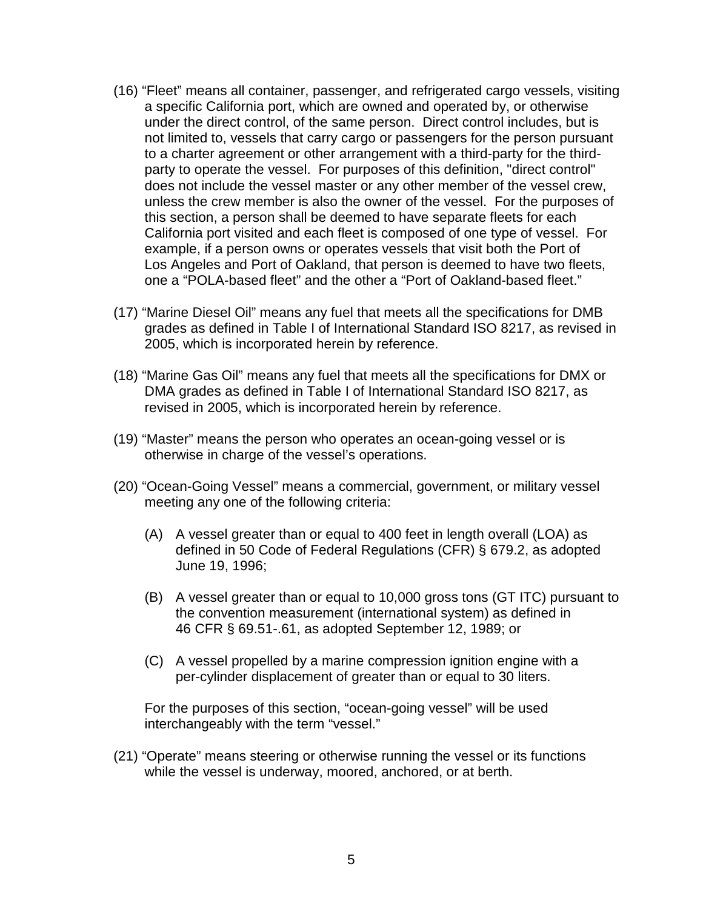(16) "Fleet" means all container, passenger, and refrigerated cargo vessels, visiting a specific California port, which are owned and operated by, or otherwise under the direct control, of the same person. Direct control includes, but is not limited to, vessels that carry cargo or passengers for the person pursuant to a charter agreement or other arrangement with a third-party for the third-party to operate the vessel. For purposes of this definition, "direct control" does not include the vessel master or any other member of the vessel crew, unless the crew member is also the owner of the vessel. For the purposes of this section, a person shall be deemed to have separate fleets for each California port visited and each fleet is composed of one type of vessel. For example, if a person owns or operates vessels that visit both the Port of Los Angeles and Port of Oakland, that person is deemed to have two fleets, one a "POLA-based fleet" and the other a "Port of Oakland-based fleet."

(17) "Marine Diesel Oil" means any fuel that meets all the specifications for DMB grades as defined in Table I of International Standard ISO 8217, as revised in 2005, which is incorporated herein by reference.

(18) "Marine Gas Oil" means any fuel that meets all the specifications for DMX or DMA grades as defined in Table I of International Standard ISO 8217, as revised in 2005, which is incorporated herein by reference.

(19) "Master" means the person who operates an ocean-going vessel or is otherwise in charge of the vessel's operations.

(20) "Ocean-Going Vessel" means a commercial, government, or military vessel meeting any one of the following criteria:

(A) A vessel greater than or equal to 400 feet in length overall (LOA) as defined in 50 Code of Federal Regulations (CFR) § 679.2, as adopted June 19, 1996;

(B) A vessel greater than or equal to 10,000 gross tons (GT ITC) pursuant to the convention measurement (international system) as defined in 46 CFR § 69.51-.61, as adopted September 12, 1989; or

(C) A vessel propelled by a marine compression ignition engine with a per-cylinder displacement of greater than or equal to 30 liters.

For the purposes of this section, "ocean-going vessel" will be used interchangeably with the term "vessel."

(21) "Operate" means steering or otherwise running the vessel or its functions while the vessel is underway, moored, anchored, or at berth.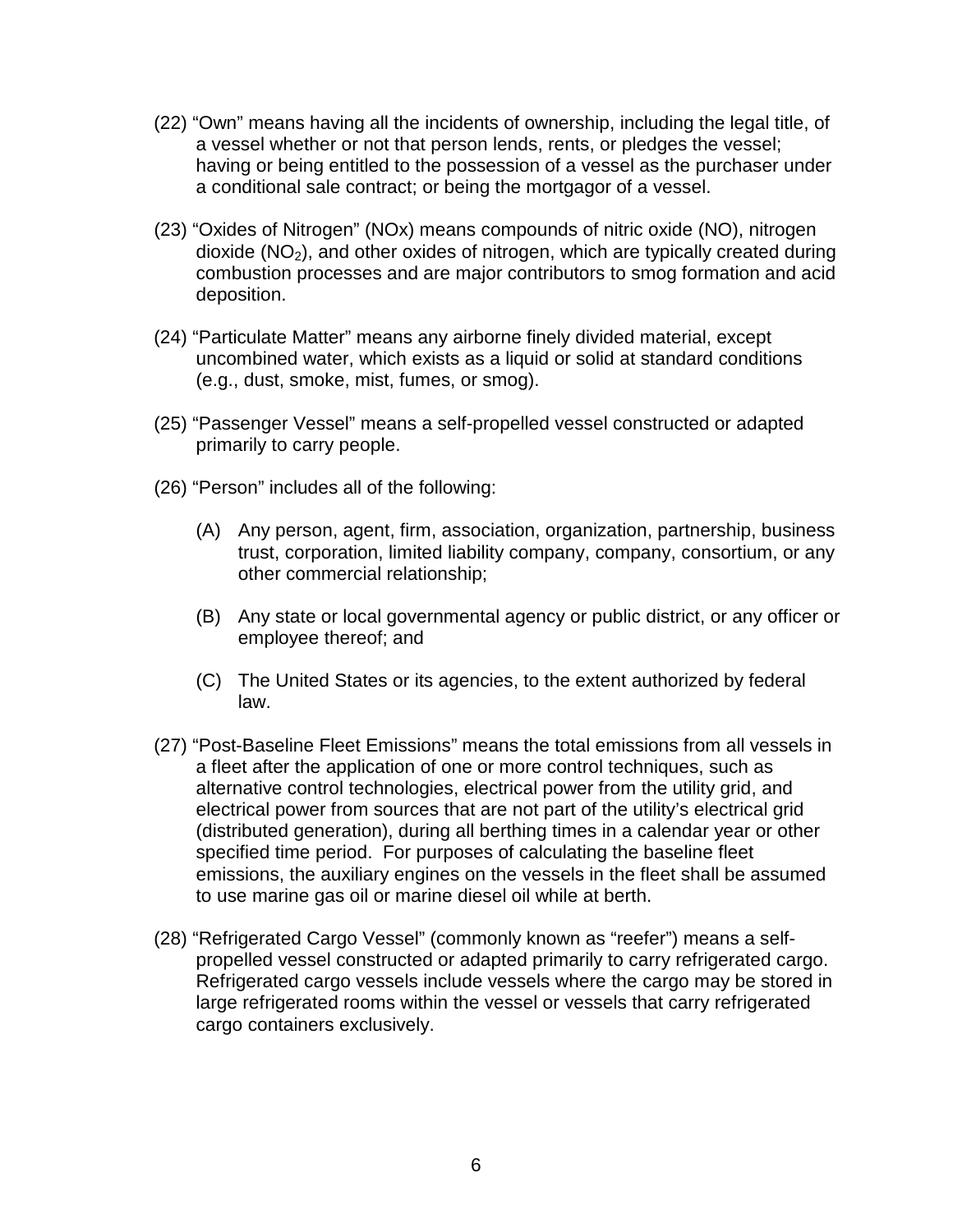(22) "Own" means having all the incidents of ownership, including the legal title, of a vessel whether or not that person lends, rents, or pledges the vessel; having or being entitled to the possession of a vessel as the purchaser under a conditional sale contract; or being the mortgagor of a vessel.

(23) "Oxides of Nitrogen" (NOx) means compounds of nitric oxide (NO), nitrogen dioxide ($NO_2$), and other oxides of nitrogen, which are typically created during combustion processes and are major contributors to smog formation and acid deposition.

(24) "Particulate Matter" means any airborne finely divided material, except uncombined water, which exists as a liquid or solid at standard conditions (e.g., dust, smoke, mist, fumes, or smog).

(25) "Passenger Vessel" means a self-propelled vessel constructed or adapted primarily to carry people.

(26) "Person" includes all of the following:

(A) Any person, agent, firm, association, organization, partnership, business trust, corporation, limited liability company, company, consortium, or any other commercial relationship;

(B) Any state or local governmental agency or public district, or any officer or employee thereof; and

(C) The United States or its agencies, to the extent authorized by federal law.

(27) "Post-Baseline Fleet Emissions" means the total emissions from all vessels in a fleet after the application of one or more control techniques, such as alternative control technologies, electrical power from the utility grid, and electrical power from sources that are not part of the utility's electrical grid (distributed generation), during all berthing times in a calendar year or other specified time period. For purposes of calculating the baseline fleet emissions, the auxiliary engines on the vessels in the fleet shall be assumed to use marine gas oil or marine diesel oil while at berth.

(28) "Refrigerated Cargo Vessel" (commonly known as "reefer") means a self-propelled vessel constructed or adapted primarily to carry refrigerated cargo. Refrigerated cargo vessels include vessels where the cargo may be stored in large refrigerated rooms within the vessel or vessels that carry refrigerated cargo containers exclusively.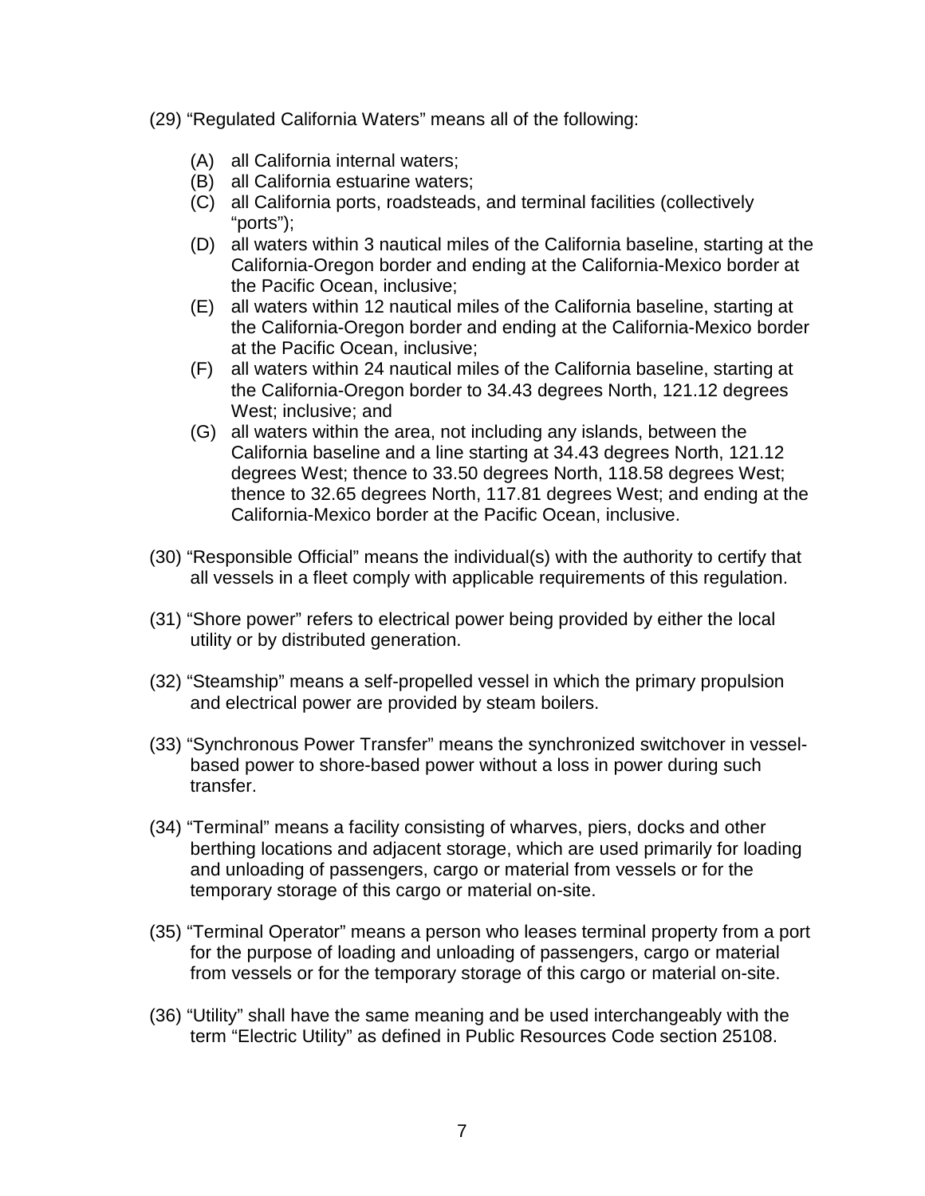(29) "Regulated California Waters" means all of the following:

- (A) all California internal waters;
- (B) all California estuarine waters;
- (C) all California ports, roadsteads, and terminal facilities (collectively "ports");
- (D) all waters within 3 nautical miles of the California baseline, starting at the California-Oregon border and ending at the California-Mexico border at the Pacific Ocean, inclusive;
- (E) all waters within 12 nautical miles of the California baseline, starting at the California-Oregon border and ending at the California-Mexico border at the Pacific Ocean, inclusive;
- (F) all waters within 24 nautical miles of the California baseline, starting at the California-Oregon border to 34.43 degrees North, 121.12 degrees West; inclusive; and
- (G) all waters within the area, not including any islands, between the California baseline and a line starting at 34.43 degrees North, 121.12 degrees West; thence to 33.50 degrees North, 118.58 degrees West; thence to 32.65 degrees North, 117.81 degrees West; and ending at the California-Mexico border at the Pacific Ocean, inclusive.

(30) "Responsible Official" means the individual(s) with the authority to certify that all vessels in a fleet comply with applicable requirements of this regulation.

(31) "Shore power" refers to electrical power being provided by either the local utility or by distributed generation.

(32) "Steamship" means a self-propelled vessel in which the primary propulsion and electrical power are provided by steam boilers.

(33) "Synchronous Power Transfer" means the synchronized switchover in vessel-based power to shore-based power without a loss in power during such transfer.

(34) "Terminal" means a facility consisting of wharves, piers, docks and other berthing locations and adjacent storage, which are used primarily for loading and unloading of passengers, cargo or material from vessels or for the temporary storage of this cargo or material on-site.

(35) "Terminal Operator" means a person who leases terminal property from a port for the purpose of loading and unloading of passengers, cargo or material from vessels or for the temporary storage of this cargo or material on-site.

(36) "Utility" shall have the same meaning and be used interchangeably with the term "Electric Utility" as defined in Public Resources Code section 25108.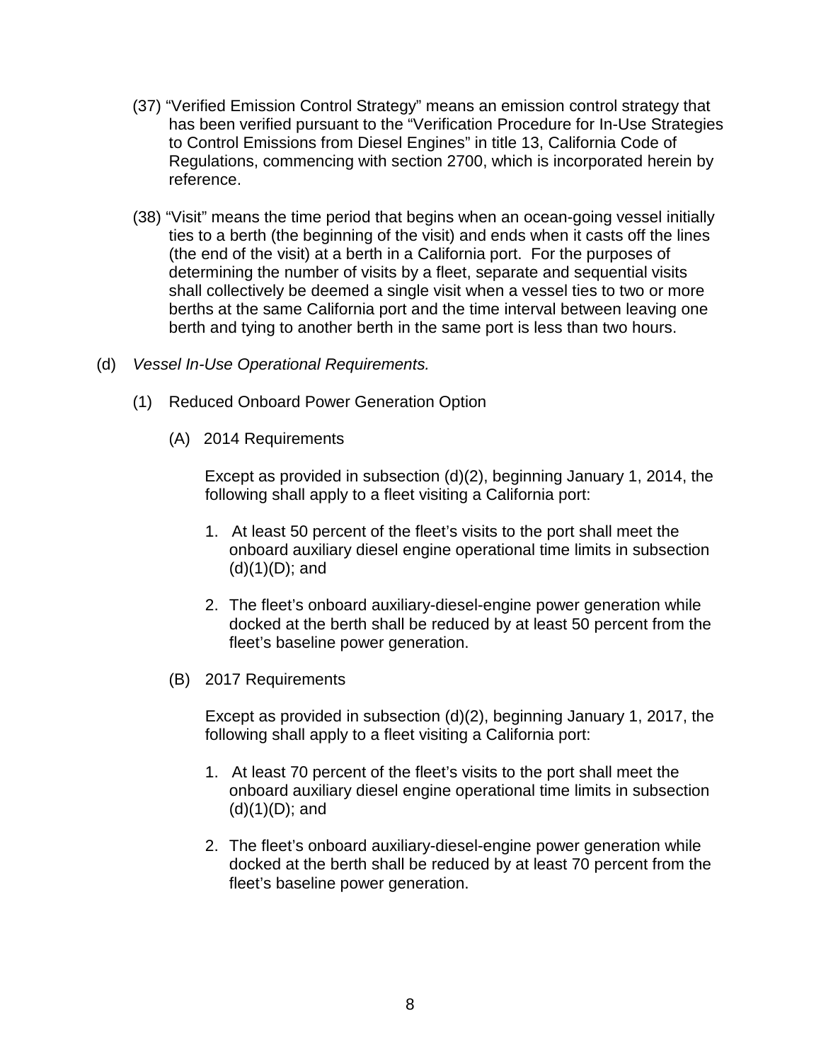(37) "Verified Emission Control Strategy" means an emission control strategy that has been verified pursuant to the "Verification Procedure for In-Use Strategies to Control Emissions from Diesel Engines" in title 13, California Code of Regulations, commencing with section 2700, which is incorporated herein by reference.

(38) "Visit" means the time period that begins when an ocean-going vessel initially ties to a berth (the beginning of the visit) and ends when it casts off the lines (the end of the visit) at a berth in a California port. For the purposes of determining the number of visits by a fleet, separate and sequential visits shall collectively be deemed a single visit when a vessel ties to two or more berths at the same California port and the time interval between leaving one berth and tying to another berth in the same port is less than two hours.

(d) *Vessel In-Use Operational Requirements.*

(1) Reduced Onboard Power Generation Option

(A) 2014 Requirements

Except as provided in subsection (d)(2), beginning January 1, 2014, the following shall apply to a fleet visiting a California port:

1. At least 50 percent of the fleet's visits to the port shall meet the onboard auxiliary diesel engine operational time limits in subsection (d)(1)(D); and

2. The fleet's onboard auxiliary-diesel-engine power generation while docked at the berth shall be reduced by at least 50 percent from the fleet's baseline power generation.

(B) 2017 Requirements

Except as provided in subsection (d)(2), beginning January 1, 2017, the following shall apply to a fleet visiting a California port:

1. At least 70 percent of the fleet's visits to the port shall meet the onboard auxiliary diesel engine operational time limits in subsection (d)(1)(D); and

2. The fleet's onboard auxiliary-diesel-engine power generation while docked at the berth shall be reduced by at least 70 percent from the fleet's baseline power generation.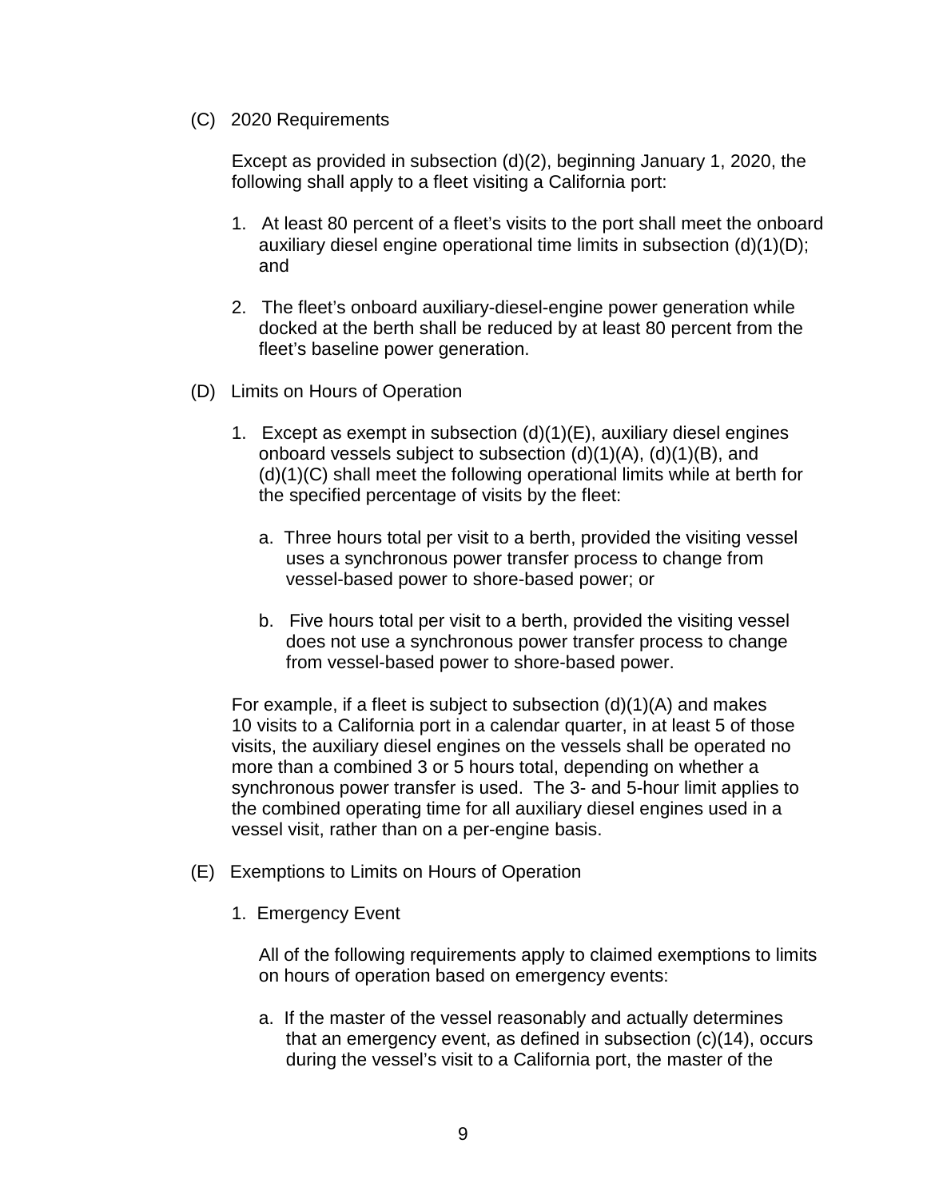(C) 2020 Requirements

Except as provided in subsection (d)(2), beginning January 1, 2020, the following shall apply to a fleet visiting a California port:

1. At least 80 percent of a fleet's visits to the port shall meet the onboard auxiliary diesel engine operational time limits in subsection (d)(1)(D); and

2. The fleet's onboard auxiliary-diesel-engine power generation while docked at the berth shall be reduced by at least 80 percent from the fleet's baseline power generation.

(D) Limits on Hours of Operation

1. Except as exempt in subsection (d)(1)(E), auxiliary diesel engines onboard vessels subject to subsection (d)(1)(A), (d)(1)(B), and (d)(1)(C) shall meet the following operational limits while at berth for the specified percentage of visits by the fleet:

   a. Three hours total per visit to a berth, provided the visiting vessel uses a synchronous power transfer process to change from vessel-based power to shore-based power; or

   b. Five hours total per visit to a berth, provided the visiting vessel does not use a synchronous power transfer process to change from vessel-based power to shore-based power.

For example, if a fleet is subject to subsection (d)(1)(A) and makes 10 visits to a California port in a calendar quarter, in at least 5 of those visits, the auxiliary diesel engines on the vessels shall be operated no more than a combined 3 or 5 hours total, depending on whether a synchronous power transfer is used. The 3- and 5-hour limit applies to the combined operating time for all auxiliary diesel engines used in a vessel visit, rather than on a per-engine basis.

(E) Exemptions to Limits on Hours of Operation

1. Emergency Event

   All of the following requirements apply to claimed exemptions to limits on hours of operation based on emergency events:

   a. If the master of the vessel reasonably and actually determines that an emergency event, as defined in subsection (c)(14), occurs during the vessel's visit to a California port, the master of the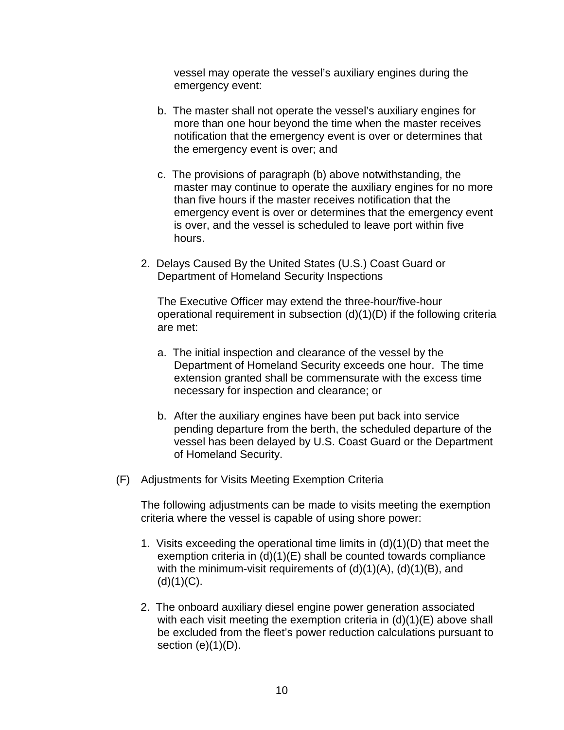vessel may operate the vessel's auxiliary engines during the emergency event:

b. The master shall not operate the vessel's auxiliary engines for more than one hour beyond the time when the master receives notification that the emergency event is over or determines that the emergency event is over; and

c. The provisions of paragraph (b) above notwithstanding, the master may continue to operate the auxiliary engines for no more than five hours if the master receives notification that the emergency event is over or determines that the emergency event is over, and the vessel is scheduled to leave port within five hours.

2. Delays Caused By the United States (U.S.) Coast Guard or Department of Homeland Security Inspections

The Executive Officer may extend the three-hour/five-hour operational requirement in subsection (d)(1)(D) if the following criteria are met:

a. The initial inspection and clearance of the vessel by the Department of Homeland Security exceeds one hour. The time extension granted shall be commensurate with the excess time necessary for inspection and clearance; or

b. After the auxiliary engines have been put back into service pending departure from the berth, the scheduled departure of the vessel has been delayed by U.S. Coast Guard or the Department of Homeland Security.

(F) Adjustments for Visits Meeting Exemption Criteria

The following adjustments can be made to visits meeting the exemption criteria where the vessel is capable of using shore power:

1. Visits exceeding the operational time limits in (d)(1)(D) that meet the exemption criteria in (d)(1)(E) shall be counted towards compliance with the minimum-visit requirements of (d)(1)(A), (d)(1)(B), and (d)(1)(C).

2. The onboard auxiliary diesel engine power generation associated with each visit meeting the exemption criteria in (d)(1)(E) above shall be excluded from the fleet's power reduction calculations pursuant to section (e)(1)(D).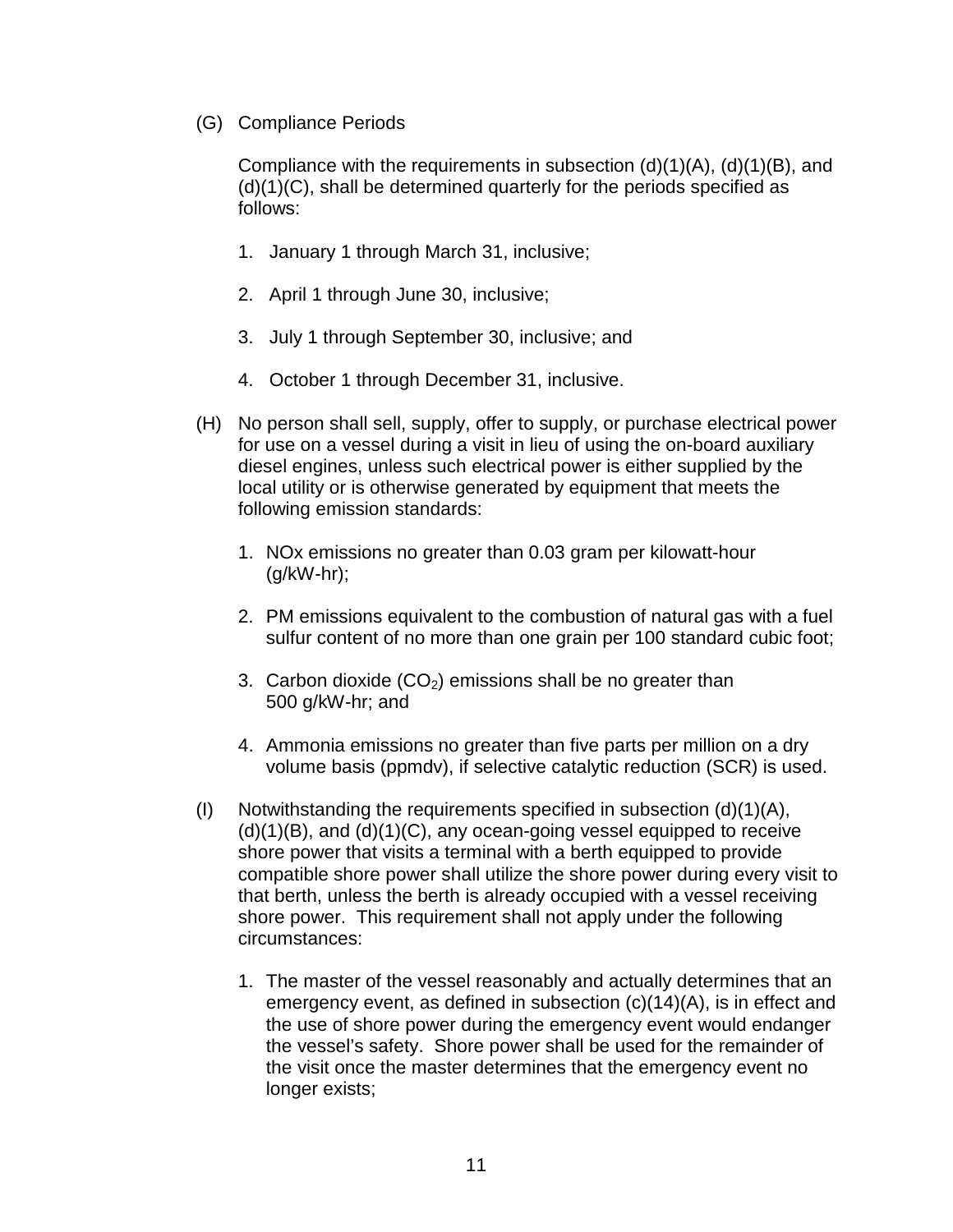(G) Compliance Periods

Compliance with the requirements in subsection (d)(1)(A), (d)(1)(B), and (d)(1)(C), shall be determined quarterly for the periods specified as follows:

1. January 1 through March 31, inclusive;

2. April 1 through June 30, inclusive;

3. July 1 through September 30, inclusive; and

4. October 1 through December 31, inclusive.

(H) No person shall sell, supply, offer to supply, or purchase electrical power for use on a vessel during a visit in lieu of using the on-board auxiliary diesel engines, unless such electrical power is either supplied by the local utility or is otherwise generated by equipment that meets the following emission standards:

1. NOx emissions no greater than 0.03 gram per kilowatt-hour (g/kW-hr);

2. PM emissions equivalent to the combustion of natural gas with a fuel sulfur content of no more than one grain per 100 standard cubic foot;

3. Carbon dioxide ($CO_2$) emissions shall be no greater than 500 g/kW-hr; and

4. Ammonia emissions no greater than five parts per million on a dry volume basis (ppmdv), if selective catalytic reduction (SCR) is used.

(I) Notwithstanding the requirements specified in subsection (d)(1)(A), (d)(1)(B), and (d)(1)(C), any ocean-going vessel equipped to receive shore power that visits a terminal with a berth equipped to provide compatible shore power shall utilize the shore power during every visit to that berth, unless the berth is already occupied with a vessel receiving shore power. This requirement shall not apply under the following circumstances:

1. The master of the vessel reasonably and actually determines that an emergency event, as defined in subsection (c)(14)(A), is in effect and the use of shore power during the emergency event would endanger the vessel's safety. Shore power shall be used for the remainder of the visit once the master determines that the emergency event no longer exists;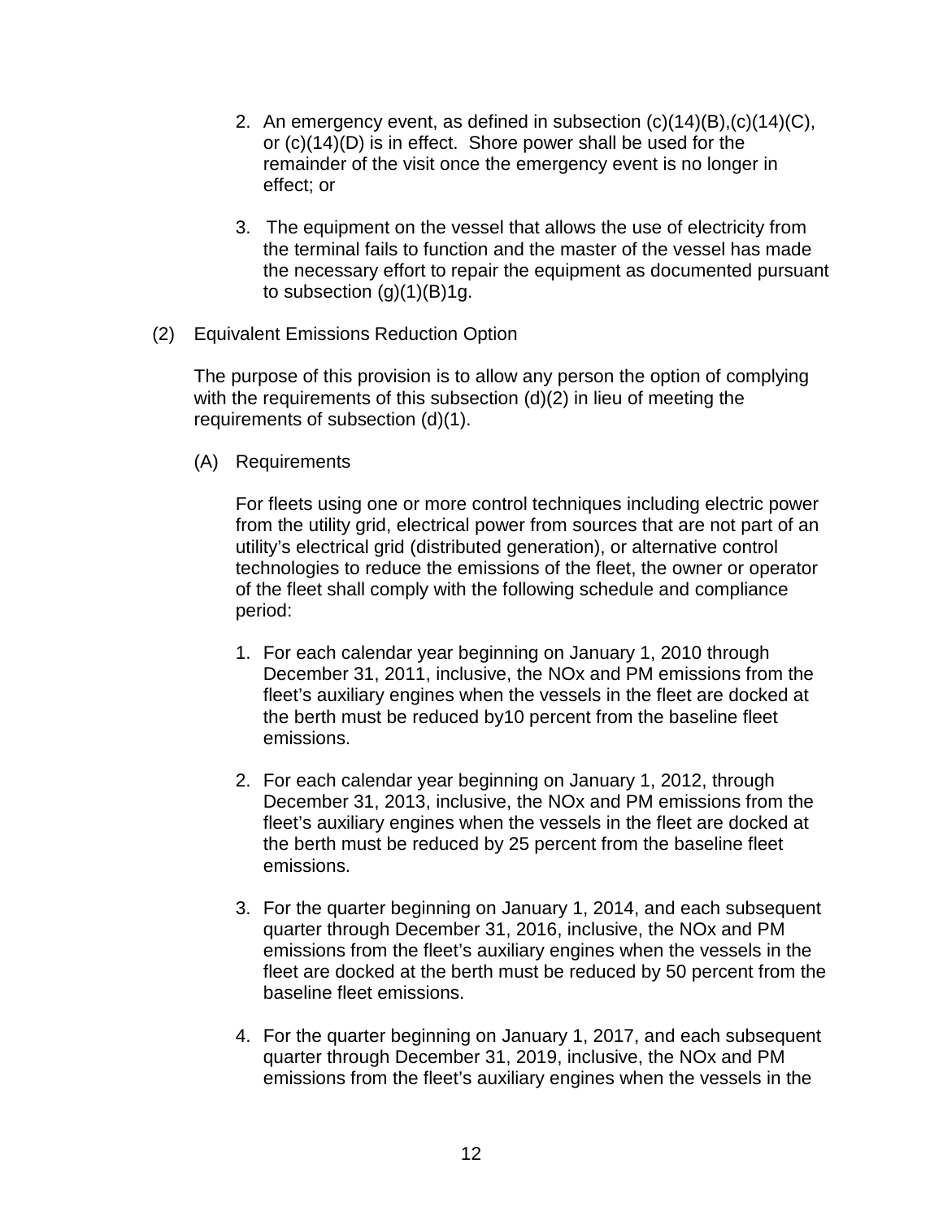2. An emergency event, as defined in subsection (c)(14)(B),(c)(14)(C), or (c)(14)(D) is in effect. Shore power shall be used for the remainder of the visit once the emergency event is no longer in effect; or

3. The equipment on the vessel that allows the use of electricity from the terminal fails to function and the master of the vessel has made the necessary effort to repair the equipment as documented pursuant to subsection (g)(1)(B)1g.

(2) Equivalent Emissions Reduction Option

The purpose of this provision is to allow any person the option of complying with the requirements of this subsection (d)(2) in lieu of meeting the requirements of subsection (d)(1).

(A) Requirements

For fleets using one or more control techniques including electric power from the utility grid, electrical power from sources that are not part of an utility's electrical grid (distributed generation), or alternative control technologies to reduce the emissions of the fleet, the owner or operator of the fleet shall comply with the following schedule and compliance period:

1. For each calendar year beginning on January 1, 2010 through December 31, 2011, inclusive, the NOx and PM emissions from the fleet's auxiliary engines when the vessels in the fleet are docked at the berth must be reduced by10 percent from the baseline fleet emissions.

2. For each calendar year beginning on January 1, 2012, through December 31, 2013, inclusive, the NOx and PM emissions from the fleet's auxiliary engines when the vessels in the fleet are docked at the berth must be reduced by 25 percent from the baseline fleet emissions.

3. For the quarter beginning on January 1, 2014, and each subsequent quarter through December 31, 2016, inclusive, the NOx and PM emissions from the fleet's auxiliary engines when the vessels in the fleet are docked at the berth must be reduced by 50 percent from the baseline fleet emissions.

4. For the quarter beginning on January 1, 2017, and each subsequent quarter through December 31, 2019, inclusive, the NOx and PM emissions from the fleet's auxiliary engines when the vessels in the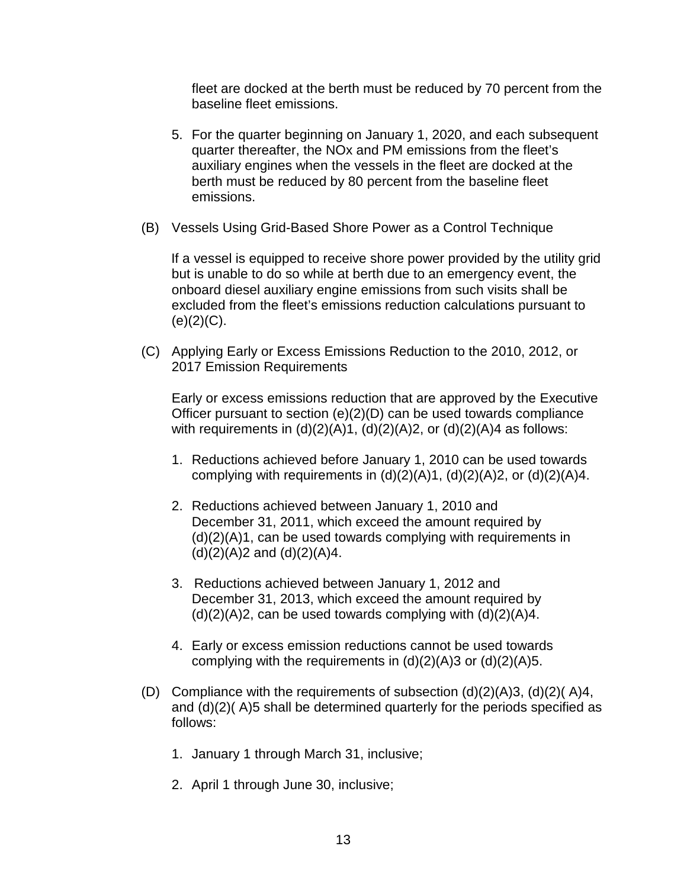fleet are docked at the berth must be reduced by 70 percent from the baseline fleet emissions.

5. For the quarter beginning on January 1, 2020, and each subsequent quarter thereafter, the NOx and PM emissions from the fleet's auxiliary engines when the vessels in the fleet are docked at the berth must be reduced by 80 percent from the baseline fleet emissions.

(B) Vessels Using Grid-Based Shore Power as a Control Technique

If a vessel is equipped to receive shore power provided by the utility grid but is unable to do so while at berth due to an emergency event, the onboard diesel auxiliary engine emissions from such visits shall be excluded from the fleet's emissions reduction calculations pursuant to (e)(2)(C).

(C) Applying Early or Excess Emissions Reduction to the 2010, 2012, or 2017 Emission Requirements

Early or excess emissions reduction that are approved by the Executive Officer pursuant to section (e)(2)(D) can be used towards compliance with requirements in (d)(2)(A)1, (d)(2)(A)2, or (d)(2)(A)4 as follows:

1. Reductions achieved before January 1, 2010 can be used towards complying with requirements in (d)(2)(A)1, (d)(2)(A)2, or (d)(2)(A)4.

2. Reductions achieved between January 1, 2010 and December 31, 2011, which exceed the amount required by (d)(2)(A)1, can be used towards complying with requirements in (d)(2)(A)2 and (d)(2)(A)4.

3. Reductions achieved between January 1, 2012 and December 31, 2013, which exceed the amount required by (d)(2)(A)2, can be used towards complying with (d)(2)(A)4.

4. Early or excess emission reductions cannot be used towards complying with the requirements in (d)(2)(A)3 or (d)(2)(A)5.

(D) Compliance with the requirements of subsection (d)(2)(A)3, (d)(2)( A)4, and (d)(2)( A)5 shall be determined quarterly for the periods specified as follows:

1. January 1 through March 31, inclusive;

2. April 1 through June 30, inclusive;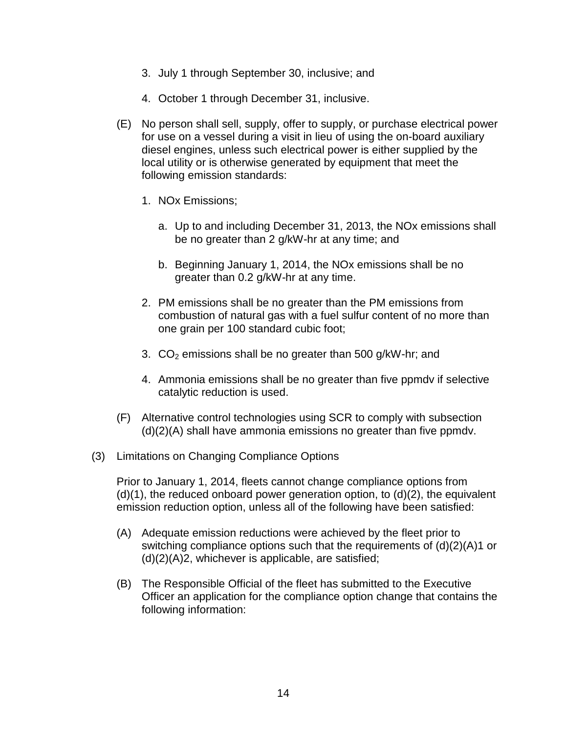3. July 1 through September 30, inclusive; and

4. October 1 through December 31, inclusive.

(E) No person shall sell, supply, offer to supply, or purchase electrical power for use on a vessel during a visit in lieu of using the on-board auxiliary diesel engines, unless such electrical power is either supplied by the local utility or is otherwise generated by equipment that meet the following emission standards:

1. NOx Emissions;

   a. Up to and including December 31, 2013, the NOx emissions shall be no greater than 2 g/kW-hr at any time; and

   b. Beginning January 1, 2014, the NOx emissions shall be no greater than 0.2 g/kW-hr at any time.

2. PM emissions shall be no greater than the PM emissions from combustion of natural gas with a fuel sulfur content of no more than one grain per 100 standard cubic foot;

3. $CO_2$ emissions shall be no greater than 500 g/kW-hr; and

4. Ammonia emissions shall be no greater than five ppmdv if selective catalytic reduction is used.

(F) Alternative control technologies using SCR to comply with subsection (d)(2)(A) shall have ammonia emissions no greater than five ppmdv.

(3) Limitations on Changing Compliance Options

Prior to January 1, 2014, fleets cannot change compliance options from (d)(1), the reduced onboard power generation option, to (d)(2), the equivalent emission reduction option, unless all of the following have been satisfied:

(A) Adequate emission reductions were achieved by the fleet prior to switching compliance options such that the requirements of (d)(2)(A)1 or (d)(2)(A)2, whichever is applicable, are satisfied;

(B) The Responsible Official of the fleet has submitted to the Executive Officer an application for the compliance option change that contains the following information: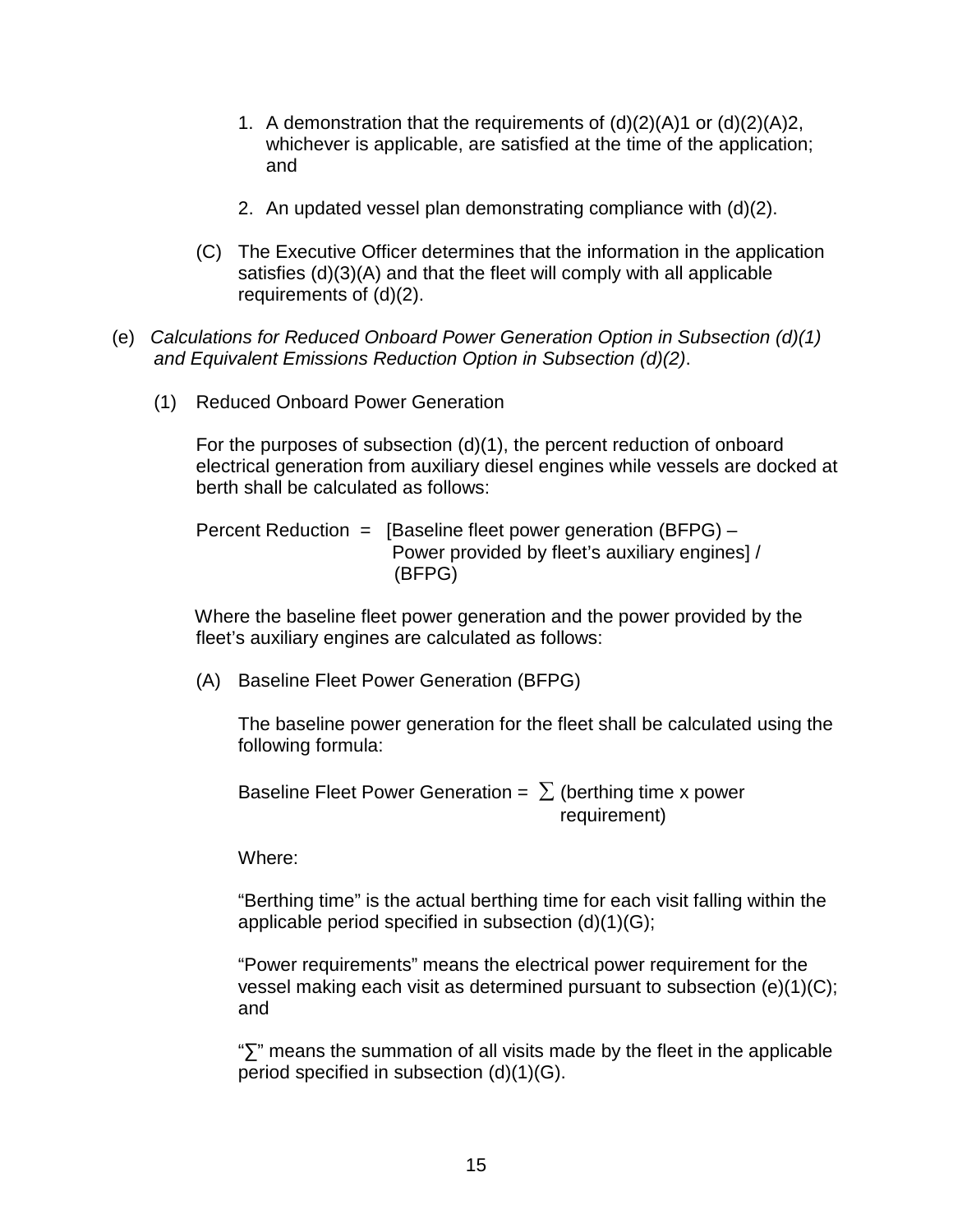1. A demonstration that the requirements of (d)(2)(A)1 or (d)(2)(A)2, whichever is applicable, are satisfied at the time of the application; and

2. An updated vessel plan demonstrating compliance with (d)(2).

(C) The Executive Officer determines that the information in the application satisfies (d)(3)(A) and that the fleet will comply with all applicable requirements of (d)(2).

(e) *Calculations for Reduced Onboard Power Generation Option in Subsection (d)(1) and Equivalent Emissions Reduction Option in Subsection (d)(2)*.

(1) Reduced Onboard Power Generation

For the purposes of subsection (d)(1), the percent reduction of onboard electrical generation from auxiliary diesel engines while vessels are docked at berth shall be calculated as follows:

Percent Reduction = [Baseline fleet power generation (BFPG) – Power provided by fleet's auxiliary engines] / (BFPG)

Where the baseline fleet power generation and the power provided by the fleet's auxiliary engines are calculated as follows:

(A) Baseline Fleet Power Generation (BFPG)

The baseline power generation for the fleet shall be calculated using the following formula:

Baseline Fleet Power Generation = $\sum$ (berthing time x power requirement)

Where:

"Berthing time" is the actual berthing time for each visit falling within the applicable period specified in subsection (d)(1)(G);

"Power requirements" means the electrical power requirement for the vessel making each visit as determined pursuant to subsection (e)(1)(C); and

"$\sum$" means the summation of all visits made by the fleet in the applicable period specified in subsection (d)(1)(G).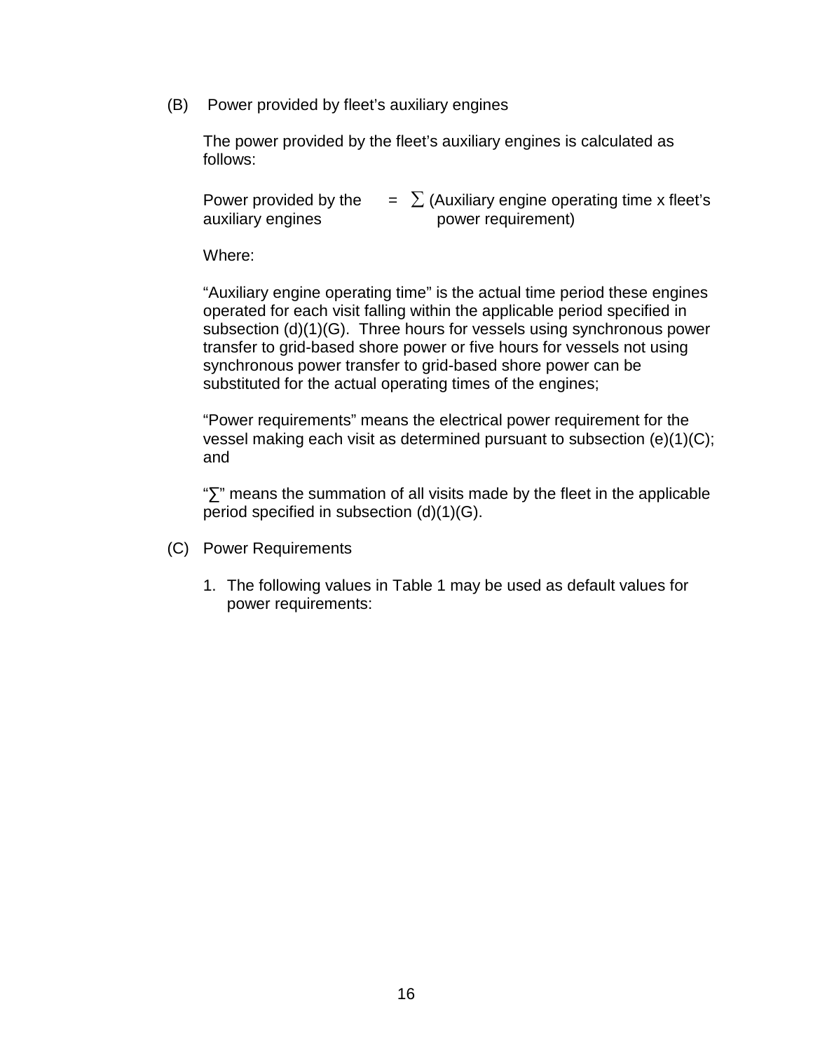(B) Power provided by fleet's auxiliary engines

The power provided by the fleet's auxiliary engines is calculated as follows:

$$\text{Power provided by the auxiliary engines} = \sum (\text{Auxiliary engine operating time} \times \text{fleet's power requirement})$$

Where:

"Auxiliary engine operating time" is the actual time period these engines operated for each visit falling within the applicable period specified in subsection (d)(1)(G). Three hours for vessels using synchronous power transfer to grid-based shore power or five hours for vessels not using synchronous power transfer to grid-based shore power can be substituted for the actual operating times of the engines;

"Power requirements" means the electrical power requirement for the vessel making each visit as determined pursuant to subsection (e)(1)(C); and

"∑" means the summation of all visits made by the fleet in the applicable period specified in subsection (d)(1)(G).

(C) Power Requirements

1. The following values in Table 1 may be used as default values for power requirements: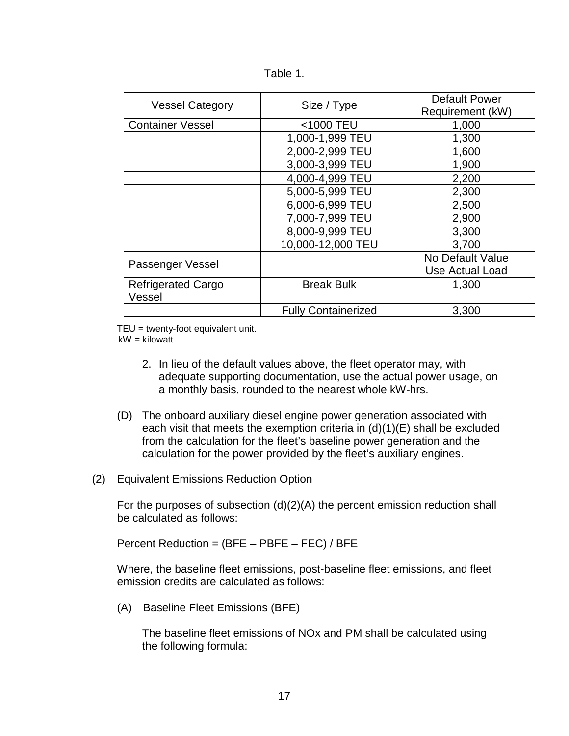Table 1.

| Vessel Category | Size / Type | Default Power Requirement (kW) |
|---|---|---|
| Container Vessel | <1000 TEU | 1,000 |
| | 1,000-1,999 TEU | 1,300 |
| | 2,000-2,999 TEU | 1,600 |
| | 3,000-3,999 TEU | 1,900 |
| | 4,000-4,999 TEU | 2,200 |
| | 5,000-5,999 TEU | 2,300 |
| | 6,000-6,999 TEU | 2,500 |
| | 7,000-7,999 TEU | 2,900 |
| | 8,000-9,999 TEU | 3,300 |
| | 10,000-12,000 TEU | 3,700 |
| Passenger Vessel | | No Default Value Use Actual Load |
| Refrigerated Cargo Vessel | Break Bulk | 1,300 |
| | Fully Containerized | 3,300 |

TEU = twenty-foot equivalent unit.
kW = kilowatt

2. In lieu of the default values above, the fleet operator may, with adequate supporting documentation, use the actual power usage, on a monthly basis, rounded to the nearest whole kW-hrs.

(D) The onboard auxiliary diesel engine power generation associated with each visit that meets the exemption criteria in (d)(1)(E) shall be excluded from the calculation for the fleet's baseline power generation and the calculation for the power provided by the fleet's auxiliary engines.

(2) Equivalent Emissions Reduction Option

For the purposes of subsection (d)(2)(A) the percent emission reduction shall be calculated as follows:

Percent Reduction = (BFE – PBFE – FEC) / BFE

Where, the baseline fleet emissions, post-baseline fleet emissions, and fleet emission credits are calculated as follows:

(A) Baseline Fleet Emissions (BFE)

The baseline fleet emissions of NOx and PM shall be calculated using the following formula: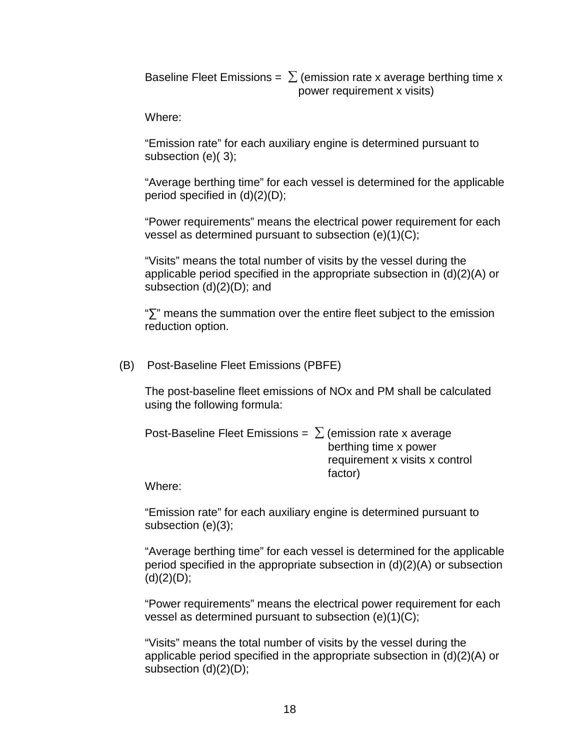Baseline Fleet Emissions = $\sum$ (emission rate x average berthing time x power requirement x visits)

Where:

"Emission rate" for each auxiliary engine is determined pursuant to subsection (e)( 3);

"Average berthing time" for each vessel is determined for the applicable period specified in (d)(2)(D);

"Power requirements" means the electrical power requirement for each vessel as determined pursuant to subsection (e)(1)(C);

"Visits" means the total number of visits by the vessel during the applicable period specified in the appropriate subsection in (d)(2)(A) or subsection (d)(2)(D); and

"$\sum$" means the summation over the entire fleet subject to the emission reduction option.

(B) Post-Baseline Fleet Emissions (PBFE)

The post-baseline fleet emissions of NOx and PM shall be calculated using the following formula:

Post-Baseline Fleet Emissions = $\sum$ (emission rate x average berthing time x power requirement x visits x control factor)

Where:

"Emission rate" for each auxiliary engine is determined pursuant to subsection (e)(3);

"Average berthing time" for each vessel is determined for the applicable period specified in the appropriate subsection in (d)(2)(A) or subsection (d)(2)(D);

"Power requirements" means the electrical power requirement for each vessel as determined pursuant to subsection (e)(1)(C);

"Visits" means the total number of visits by the vessel during the applicable period specified in the appropriate subsection in (d)(2)(A) or subsection (d)(2)(D);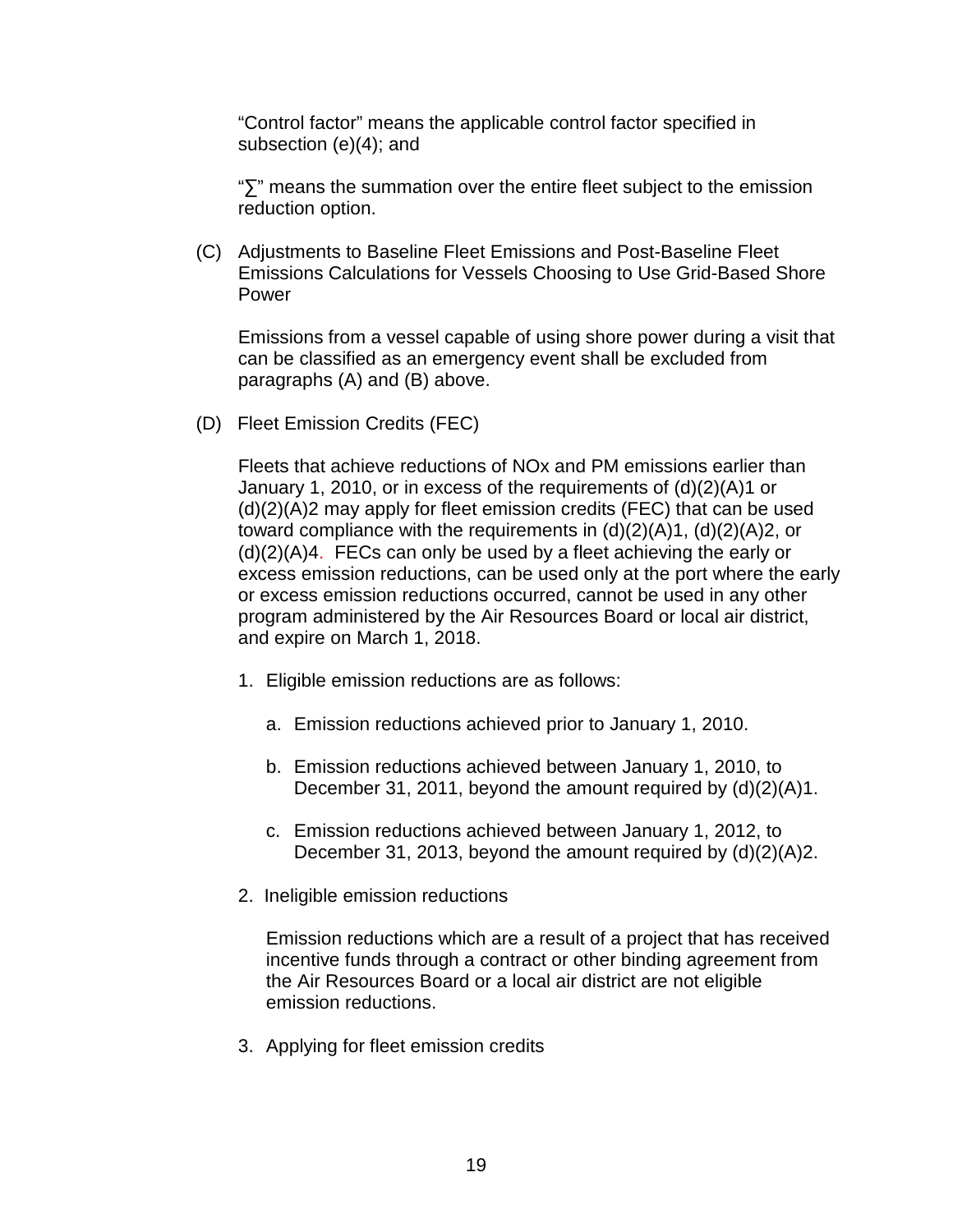"Control factor" means the applicable control factor specified in subsection (e)(4); and

"$\sum$" means the summation over the entire fleet subject to the emission reduction option.

(C) Adjustments to Baseline Fleet Emissions and Post-Baseline Fleet Emissions Calculations for Vessels Choosing to Use Grid-Based Shore Power

Emissions from a vessel capable of using shore power during a visit that can be classified as an emergency event shall be excluded from paragraphs (A) and (B) above.

(D) Fleet Emission Credits (FEC)

Fleets that achieve reductions of NOx and PM emissions earlier than January 1, 2010, or in excess of the requirements of (d)(2)(A)1 or (d)(2)(A)2 may apply for fleet emission credits (FEC) that can be used toward compliance with the requirements in (d)(2)(A)1, (d)(2)(A)2, or (d)(2)(A)4. FECs can only be used by a fleet achieving the early or excess emission reductions, can be used only at the port where the early or excess emission reductions occurred, cannot be used in any other program administered by the Air Resources Board or local air district, and expire on March 1, 2018.

1. Eligible emission reductions are as follows:

   a. Emission reductions achieved prior to January 1, 2010.

   b. Emission reductions achieved between January 1, 2010, to December 31, 2011, beyond the amount required by (d)(2)(A)1.

   c. Emission reductions achieved between January 1, 2012, to December 31, 2013, beyond the amount required by (d)(2)(A)2.

2. Ineligible emission reductions

   Emission reductions which are a result of a project that has received incentive funds through a contract or other binding agreement from the Air Resources Board or a local air district are not eligible emission reductions.

3. Applying for fleet emission credits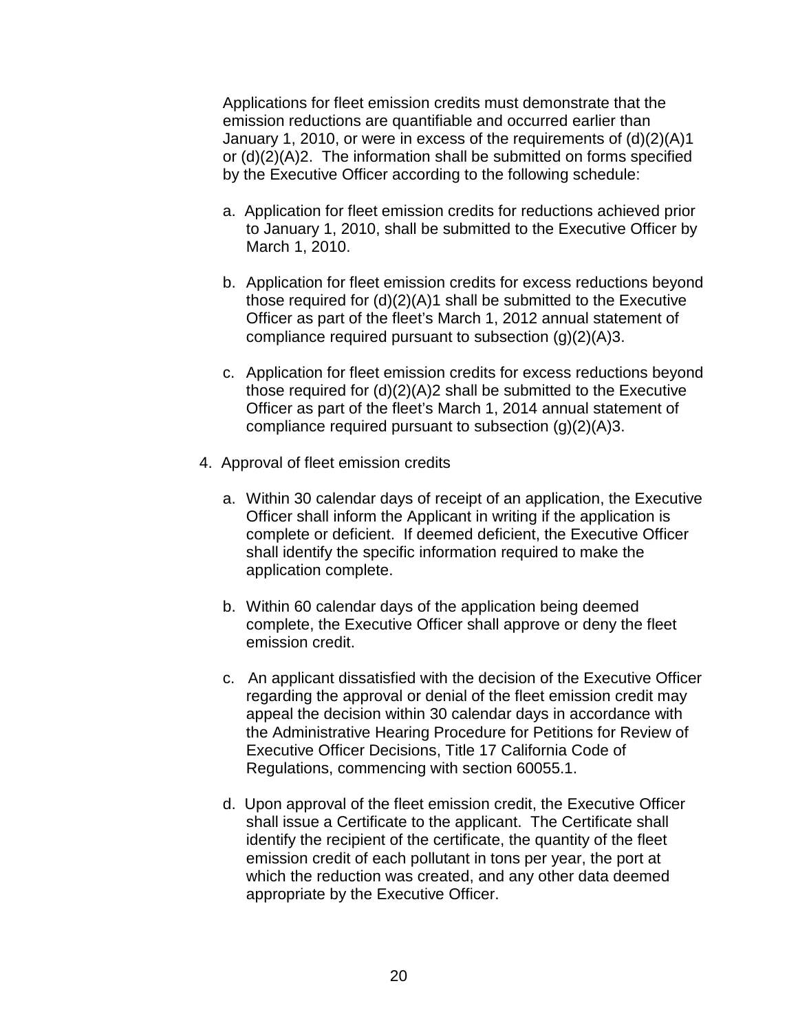Applications for fleet emission credits must demonstrate that the emission reductions are quantifiable and occurred earlier than January 1, 2010, or were in excess of the requirements of (d)(2)(A)1 or (d)(2)(A)2. The information shall be submitted on forms specified by the Executive Officer according to the following schedule:

a. Application for fleet emission credits for reductions achieved prior to January 1, 2010, shall be submitted to the Executive Officer by March 1, 2010.

b. Application for fleet emission credits for excess reductions beyond those required for (d)(2)(A)1 shall be submitted to the Executive Officer as part of the fleet's March 1, 2012 annual statement of compliance required pursuant to subsection (g)(2)(A)3.

c. Application for fleet emission credits for excess reductions beyond those required for (d)(2)(A)2 shall be submitted to the Executive Officer as part of the fleet's March 1, 2014 annual statement of compliance required pursuant to subsection (g)(2)(A)3.

4. Approval of fleet emission credits

a. Within 30 calendar days of receipt of an application, the Executive Officer shall inform the Applicant in writing if the application is complete or deficient. If deemed deficient, the Executive Officer shall identify the specific information required to make the application complete.

b. Within 60 calendar days of the application being deemed complete, the Executive Officer shall approve or deny the fleet emission credit.

c. An applicant dissatisfied with the decision of the Executive Officer regarding the approval or denial of the fleet emission credit may appeal the decision within 30 calendar days in accordance with the Administrative Hearing Procedure for Petitions for Review of Executive Officer Decisions, Title 17 California Code of Regulations, commencing with section 60055.1.

d. Upon approval of the fleet emission credit, the Executive Officer shall issue a Certificate to the applicant. The Certificate shall identify the recipient of the certificate, the quantity of the fleet emission credit of each pollutant in tons per year, the port at which the reduction was created, and any other data deemed appropriate by the Executive Officer.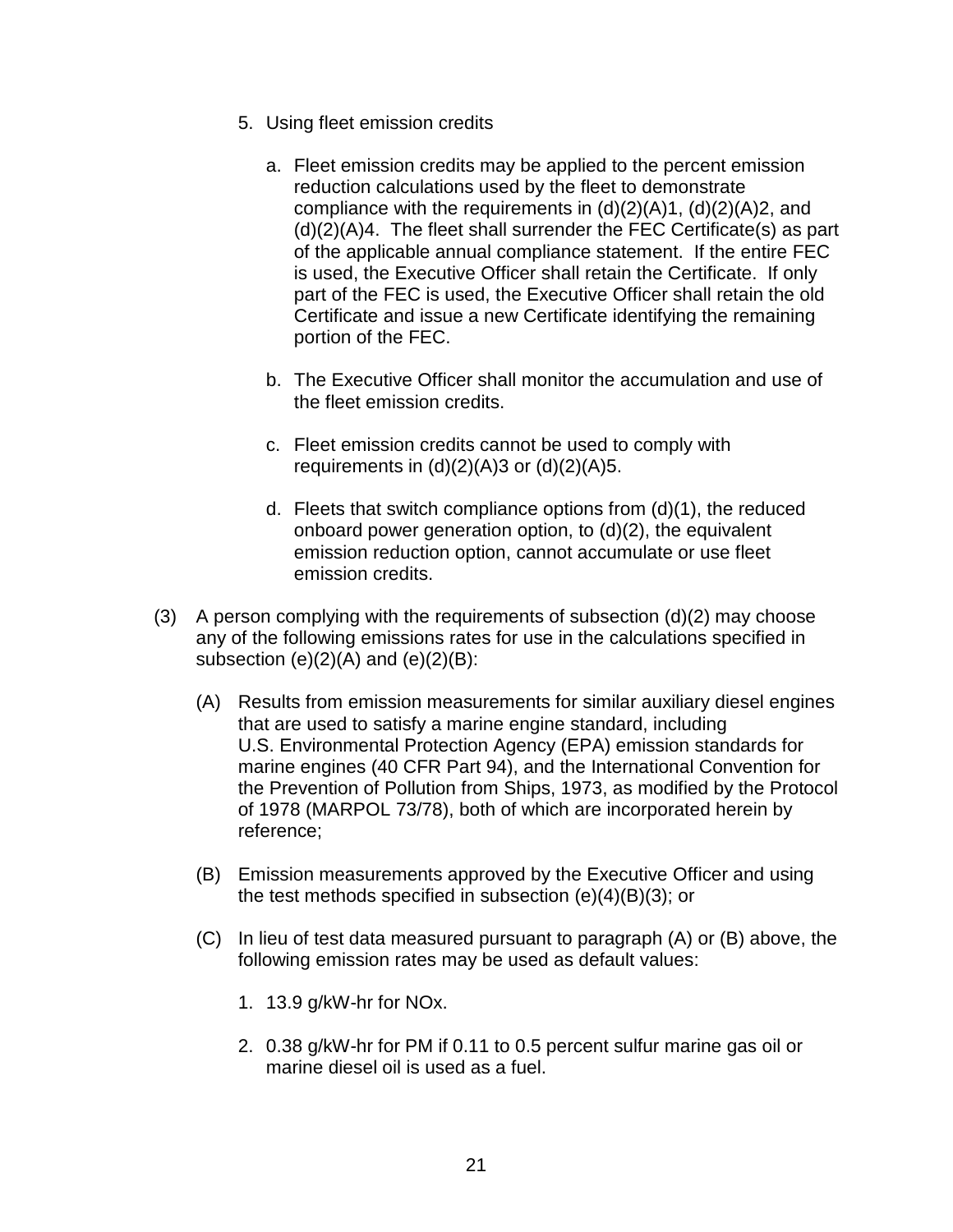5. Using fleet emission credits

   a. Fleet emission credits may be applied to the percent emission reduction calculations used by the fleet to demonstrate compliance with the requirements in (d)(2)(A)1, (d)(2)(A)2, and (d)(2)(A)4. The fleet shall surrender the FEC Certificate(s) as part of the applicable annual compliance statement. If the entire FEC is used, the Executive Officer shall retain the Certificate. If only part of the FEC is used, the Executive Officer shall retain the old Certificate and issue a new Certificate identifying the remaining portion of the FEC.

   b. The Executive Officer shall monitor the accumulation and use of the fleet emission credits.

   c. Fleet emission credits cannot be used to comply with requirements in (d)(2)(A)3 or (d)(2)(A)5.

   d. Fleets that switch compliance options from (d)(1), the reduced onboard power generation option, to (d)(2), the equivalent emission reduction option, cannot accumulate or use fleet emission credits.

(3) A person complying with the requirements of subsection (d)(2) may choose any of the following emissions rates for use in the calculations specified in subsection (e)(2)(A) and (e)(2)(B):

(A) Results from emission measurements for similar auxiliary diesel engines that are used to satisfy a marine engine standard, including U.S. Environmental Protection Agency (EPA) emission standards for marine engines (40 CFR Part 94), and the International Convention for the Prevention of Pollution from Ships, 1973, as modified by the Protocol of 1978 (MARPOL 73/78), both of which are incorporated herein by reference;

(B) Emission measurements approved by the Executive Officer and using the test methods specified in subsection (e)(4)(B)(3); or

(C) In lieu of test data measured pursuant to paragraph (A) or (B) above, the following emission rates may be used as default values:

1. 13.9 g/kW-hr for NOx.

2. 0.38 g/kW-hr for PM if 0.11 to 0.5 percent sulfur marine gas oil or marine diesel oil is used as a fuel.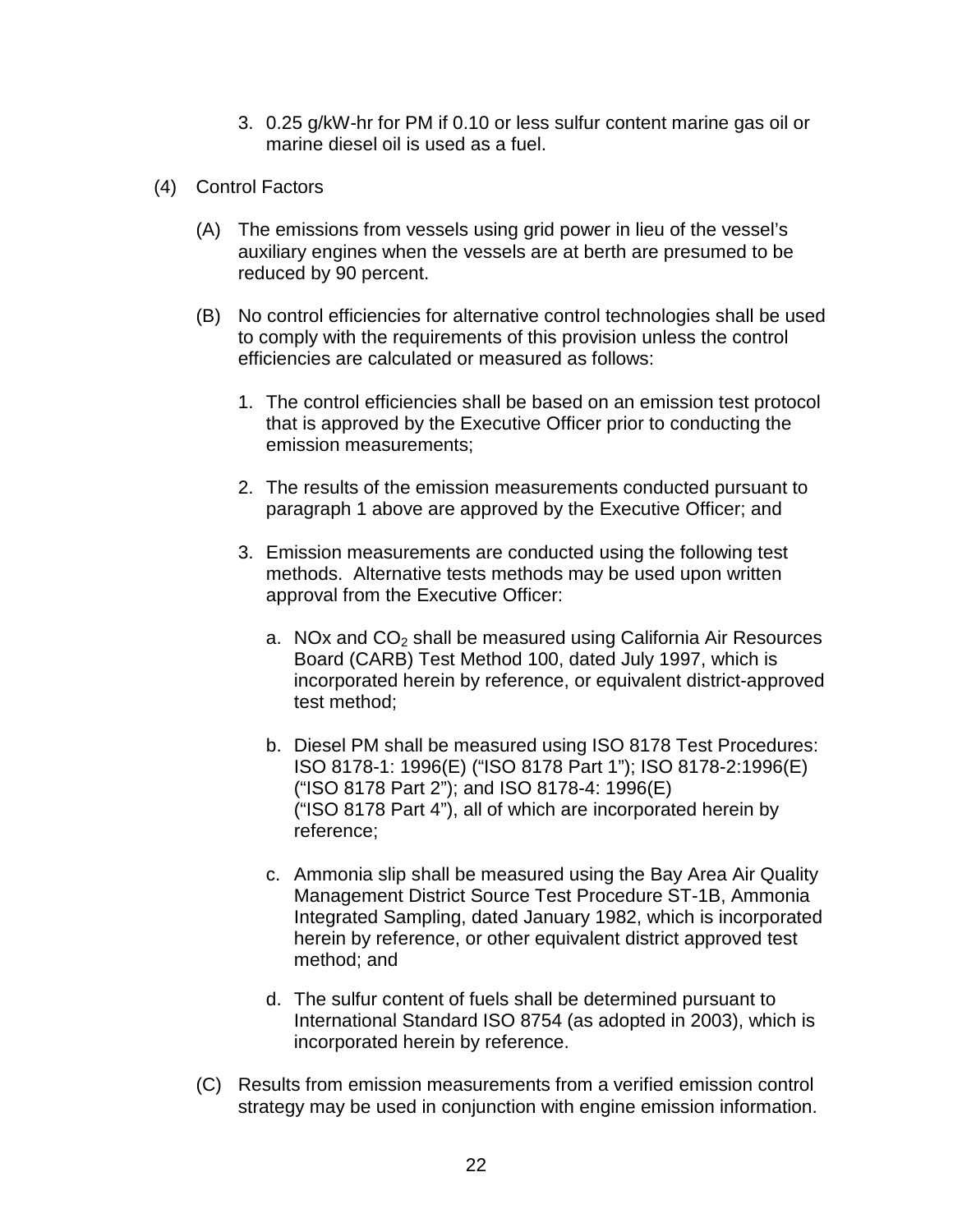3. 0.25 g/kW-hr for PM if 0.10 or less sulfur content marine gas oil or marine diesel oil is used as a fuel.

(4) Control Factors

(A) The emissions from vessels using grid power in lieu of the vessel's auxiliary engines when the vessels are at berth are presumed to be reduced by 90 percent.

(B) No control efficiencies for alternative control technologies shall be used to comply with the requirements of this provision unless the control efficiencies are calculated or measured as follows:

1. The control efficiencies shall be based on an emission test protocol that is approved by the Executive Officer prior to conducting the emission measurements;

2. The results of the emission measurements conducted pursuant to paragraph 1 above are approved by the Executive Officer; and

3. Emission measurements are conducted using the following test methods. Alternative tests methods may be used upon written approval from the Executive Officer:

   a. NOx and $CO_2$ shall be measured using California Air Resources Board (CARB) Test Method 100, dated July 1997, which is incorporated herein by reference, or equivalent district-approved test method;

   b. Diesel PM shall be measured using ISO 8178 Test Procedures: ISO 8178-1: 1996(E) ("ISO 8178 Part 1"); ISO 8178-2:1996(E) ("ISO 8178 Part 2"); and ISO 8178-4: 1996(E) ("ISO 8178 Part 4"), all of which are incorporated herein by reference;

   c. Ammonia slip shall be measured using the Bay Area Air Quality Management District Source Test Procedure ST-1B, Ammonia Integrated Sampling, dated January 1982, which is incorporated herein by reference, or other equivalent district approved test method; and

   d. The sulfur content of fuels shall be determined pursuant to International Standard ISO 8754 (as adopted in 2003), which is incorporated herein by reference.

(C) Results from emission measurements from a verified emission control strategy may be used in conjunction with engine emission information.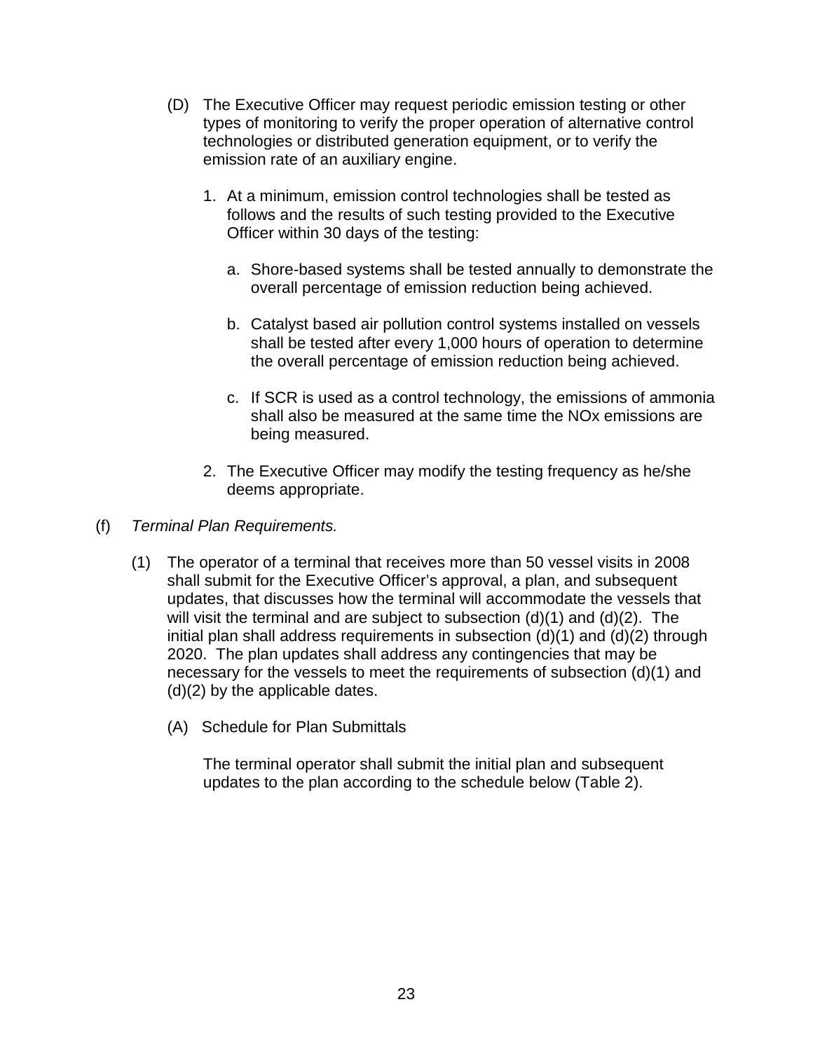(D) The Executive Officer may request periodic emission testing or other types of monitoring to verify the proper operation of alternative control technologies or distributed generation equipment, or to verify the emission rate of an auxiliary engine.

1. At a minimum, emission control technologies shall be tested as follows and the results of such testing provided to the Executive Officer within 30 days of the testing:

   a. Shore-based systems shall be tested annually to demonstrate the overall percentage of emission reduction being achieved.

   b. Catalyst based air pollution control systems installed on vessels shall be tested after every 1,000 hours of operation to determine the overall percentage of emission reduction being achieved.

   c. If SCR is used as a control technology, the emissions of ammonia shall also be measured at the same time the NOx emissions are being measured.

2. The Executive Officer may modify the testing frequency as he/she deems appropriate.

(f) *Terminal Plan Requirements.*

(1) The operator of a terminal that receives more than 50 vessel visits in 2008 shall submit for the Executive Officer's approval, a plan, and subsequent updates, that discusses how the terminal will accommodate the vessels that will visit the terminal and are subject to subsection (d)(1) and (d)(2). The initial plan shall address requirements in subsection (d)(1) and (d)(2) through 2020. The plan updates shall address any contingencies that may be necessary for the vessels to meet the requirements of subsection (d)(1) and (d)(2) by the applicable dates.

(A) Schedule for Plan Submittals

The terminal operator shall submit the initial plan and subsequent updates to the plan according to the schedule below (Table 2).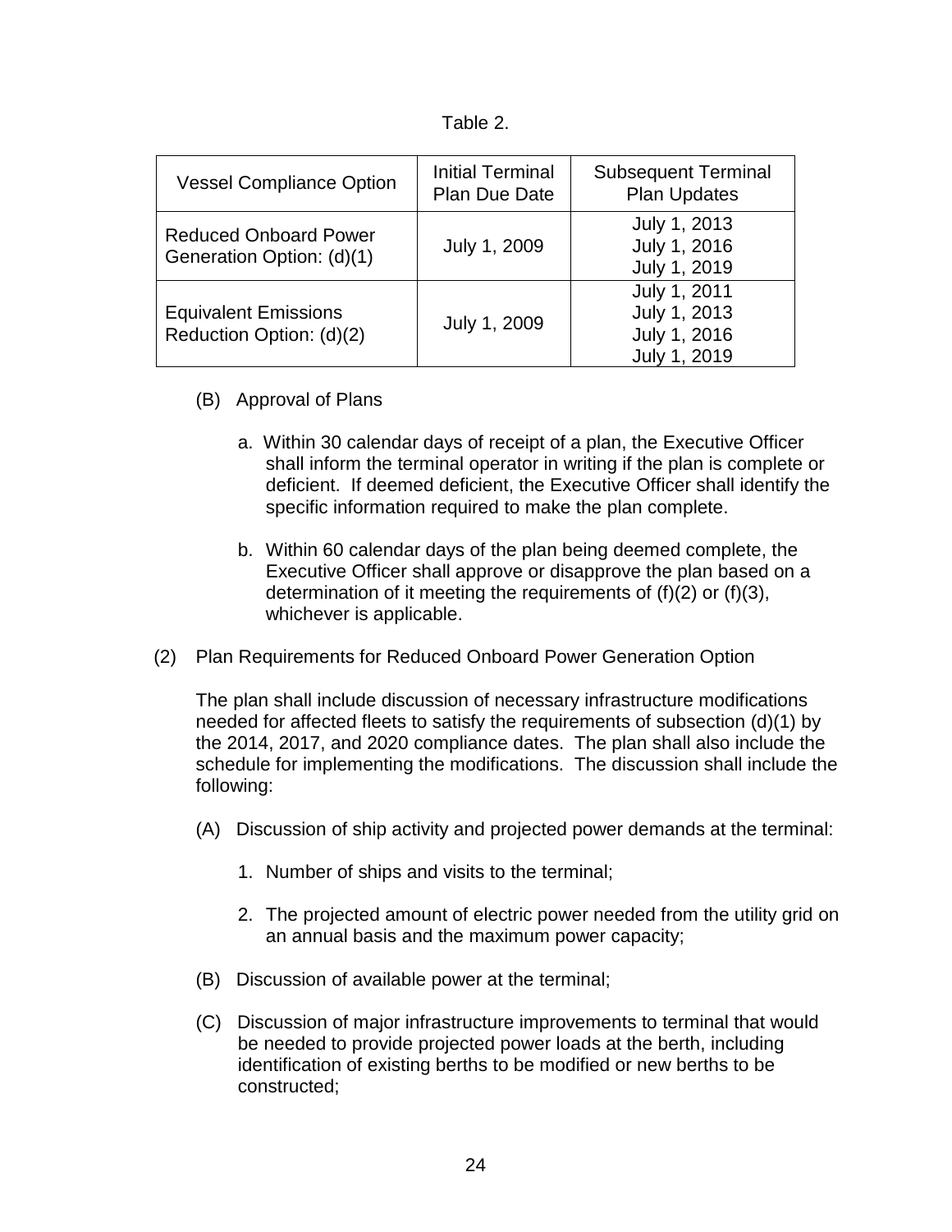Table 2.

| Vessel Compliance Option | Initial Terminal Plan Due Date | Subsequent Terminal Plan Updates |
|---|---|---|
| Reduced Onboard Power Generation Option: (d)(1) | July 1, 2009 | July 1, 2013<br>July 1, 2016<br>July 1, 2019 |
| Equivalent Emissions Reduction Option: (d)(2) | July 1, 2009 | July 1, 2011<br>July 1, 2013<br>July 1, 2016<br>July 1, 2019 |

(B) Approval of Plans

a. Within 30 calendar days of receipt of a plan, the Executive Officer shall inform the terminal operator in writing if the plan is complete or deficient. If deemed deficient, the Executive Officer shall identify the specific information required to make the plan complete.

b. Within 60 calendar days of the plan being deemed complete, the Executive Officer shall approve or disapprove the plan based on a determination of it meeting the requirements of (f)(2) or (f)(3), whichever is applicable.

(2) Plan Requirements for Reduced Onboard Power Generation Option

The plan shall include discussion of necessary infrastructure modifications needed for affected fleets to satisfy the requirements of subsection (d)(1) by the 2014, 2017, and 2020 compliance dates. The plan shall also include the schedule for implementing the modifications. The discussion shall include the following:

(A) Discussion of ship activity and projected power demands at the terminal:

1. Number of ships and visits to the terminal;

2. The projected amount of electric power needed from the utility grid on an annual basis and the maximum power capacity;

(B) Discussion of available power at the terminal;

(C) Discussion of major infrastructure improvements to terminal that would be needed to provide projected power loads at the berth, including identification of existing berths to be modified or new berths to be constructed;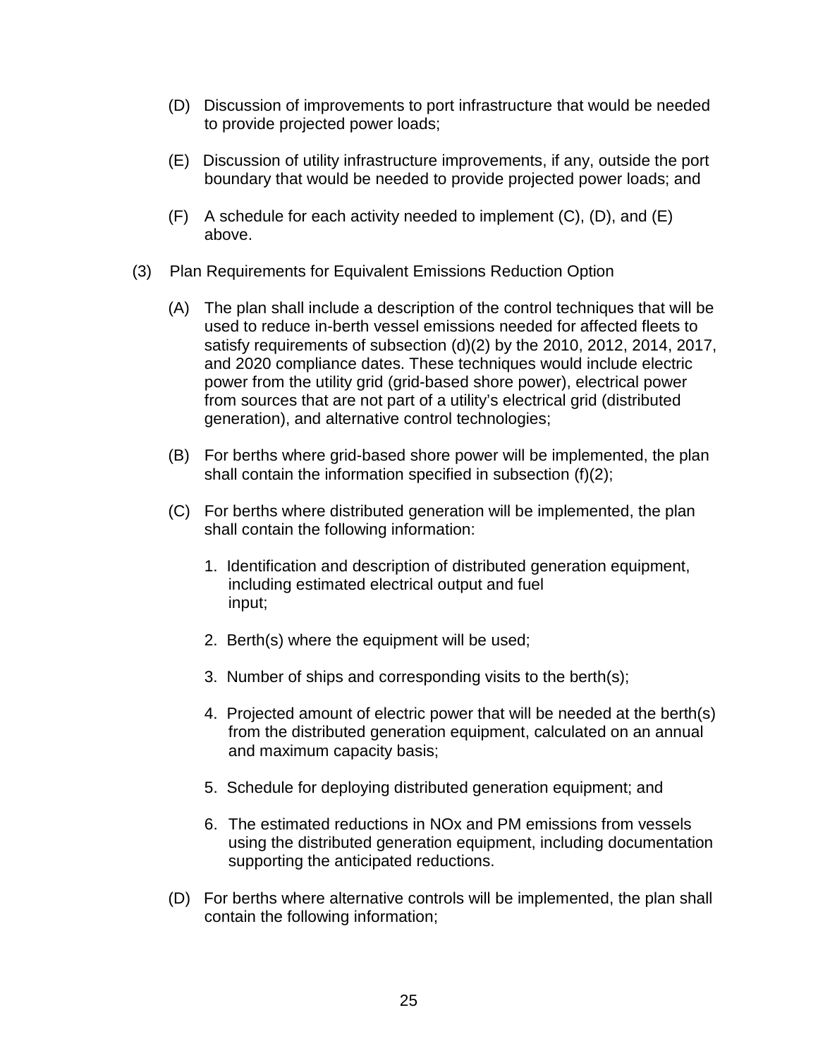(D) Discussion of improvements to port infrastructure that would be needed to provide projected power loads;

(E) Discussion of utility infrastructure improvements, if any, outside the port boundary that would be needed to provide projected power loads; and

(F) A schedule for each activity needed to implement (C), (D), and (E) above.

(3) Plan Requirements for Equivalent Emissions Reduction Option

(A) The plan shall include a description of the control techniques that will be used to reduce in-berth vessel emissions needed for affected fleets to satisfy requirements of subsection (d)(2) by the 2010, 2012, 2014, 2017, and 2020 compliance dates. These techniques would include electric power from the utility grid (grid-based shore power), electrical power from sources that are not part of a utility's electrical grid (distributed generation), and alternative control technologies;

(B) For berths where grid-based shore power will be implemented, the plan shall contain the information specified in subsection (f)(2);

(C) For berths where distributed generation will be implemented, the plan shall contain the following information:

1. Identification and description of distributed generation equipment, including estimated electrical output and fuel input;

2. Berth(s) where the equipment will be used;

3. Number of ships and corresponding visits to the berth(s);

4. Projected amount of electric power that will be needed at the berth(s) from the distributed generation equipment, calculated on an annual and maximum capacity basis;

5. Schedule for deploying distributed generation equipment; and

6. The estimated reductions in NOx and PM emissions from vessels using the distributed generation equipment, including documentation supporting the anticipated reductions.

(D) For berths where alternative controls will be implemented, the plan shall contain the following information;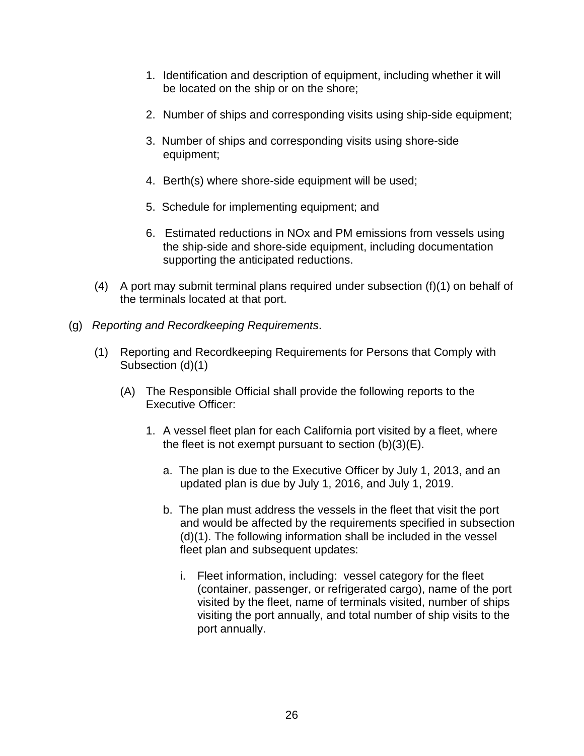1. Identification and description of equipment, including whether it will be located on the ship or on the shore;

2. Number of ships and corresponding visits using ship-side equipment;

3. Number of ships and corresponding visits using shore-side equipment;

4. Berth(s) where shore-side equipment will be used;

5. Schedule for implementing equipment; and

6. Estimated reductions in NOx and PM emissions from vessels using the ship-side and shore-side equipment, including documentation supporting the anticipated reductions.

(4) A port may submit terminal plans required under subsection (f)(1) on behalf of the terminals located at that port.

(g) *Reporting and Recordkeeping Requirements*.

(1) Reporting and Recordkeeping Requirements for Persons that Comply with Subsection (d)(1)

(A) The Responsible Official shall provide the following reports to the Executive Officer:

1. A vessel fleet plan for each California port visited by a fleet, where the fleet is not exempt pursuant to section (b)(3)(E).

a. The plan is due to the Executive Officer by July 1, 2013, and an updated plan is due by July 1, 2016, and July 1, 2019.

b. The plan must address the vessels in the fleet that visit the port and would be affected by the requirements specified in subsection (d)(1). The following information shall be included in the vessel fleet plan and subsequent updates:

i. Fleet information, including: vessel category for the fleet (container, passenger, or refrigerated cargo), name of the port visited by the fleet, name of terminals visited, number of ships visiting the port annually, and total number of ship visits to the port annually.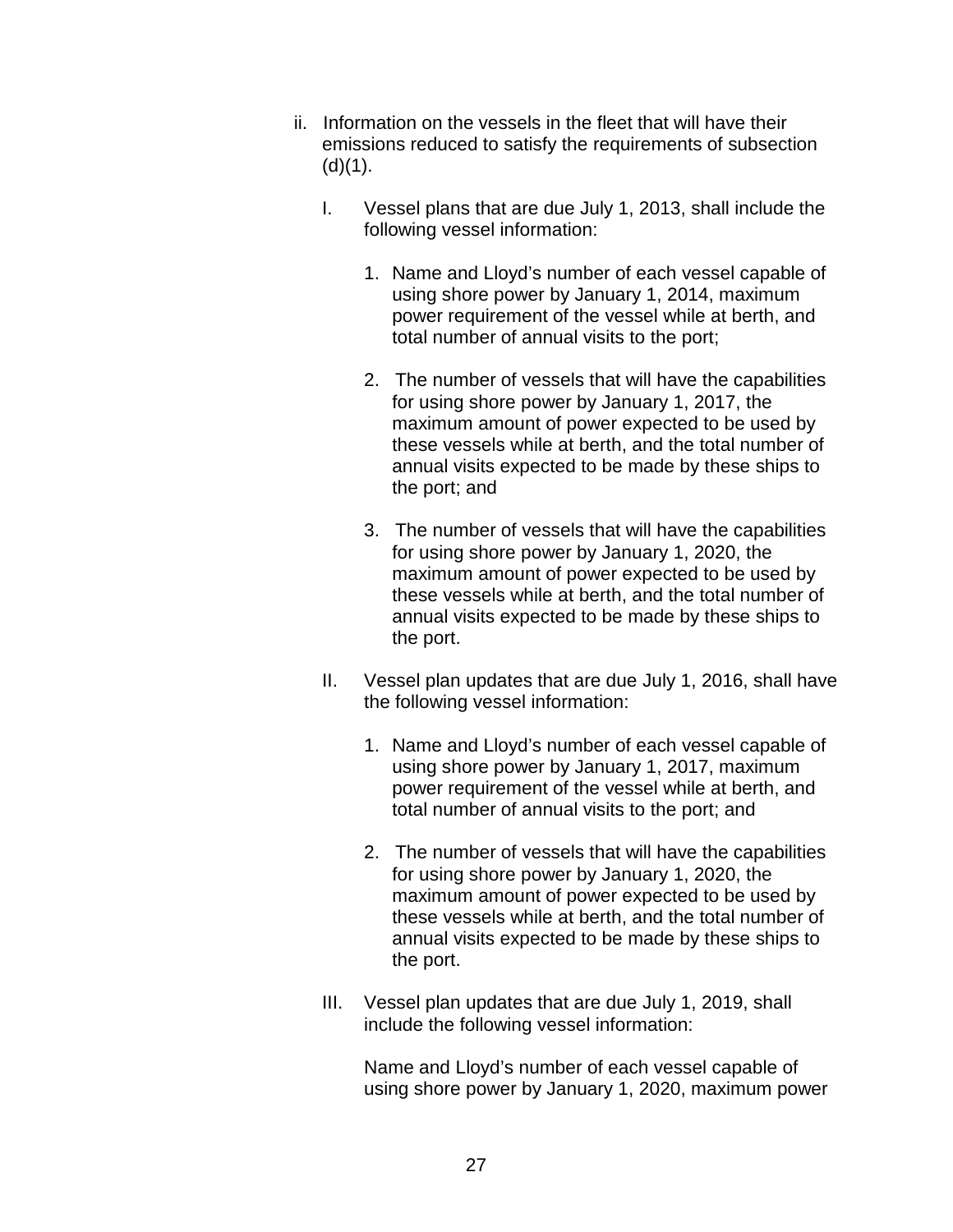ii. Information on the vessels in the fleet that will have their emissions reduced to satisfy the requirements of subsection (d)(1).

   I. Vessel plans that are due July 1, 2013, shall include the following vessel information:

      1. Name and Lloyd's number of each vessel capable of using shore power by January 1, 2014, maximum power requirement of the vessel while at berth, and total number of annual visits to the port;

      2. The number of vessels that will have the capabilities for using shore power by January 1, 2017, the maximum amount of power expected to be used by these vessels while at berth, and the total number of annual visits expected to be made by these ships to the port; and

      3. The number of vessels that will have the capabilities for using shore power by January 1, 2020, the maximum amount of power expected to be used by these vessels while at berth, and the total number of annual visits expected to be made by these ships to the port.

   II. Vessel plan updates that are due July 1, 2016, shall have the following vessel information:

      1. Name and Lloyd's number of each vessel capable of using shore power by January 1, 2017, maximum power requirement of the vessel while at berth, and total number of annual visits to the port; and

      2. The number of vessels that will have the capabilities for using shore power by January 1, 2020, the maximum amount of power expected to be used by these vessels while at berth, and the total number of annual visits expected to be made by these ships to the port.

   III. Vessel plan updates that are due July 1, 2019, shall include the following vessel information:

      Name and Lloyd's number of each vessel capable of using shore power by January 1, 2020, maximum power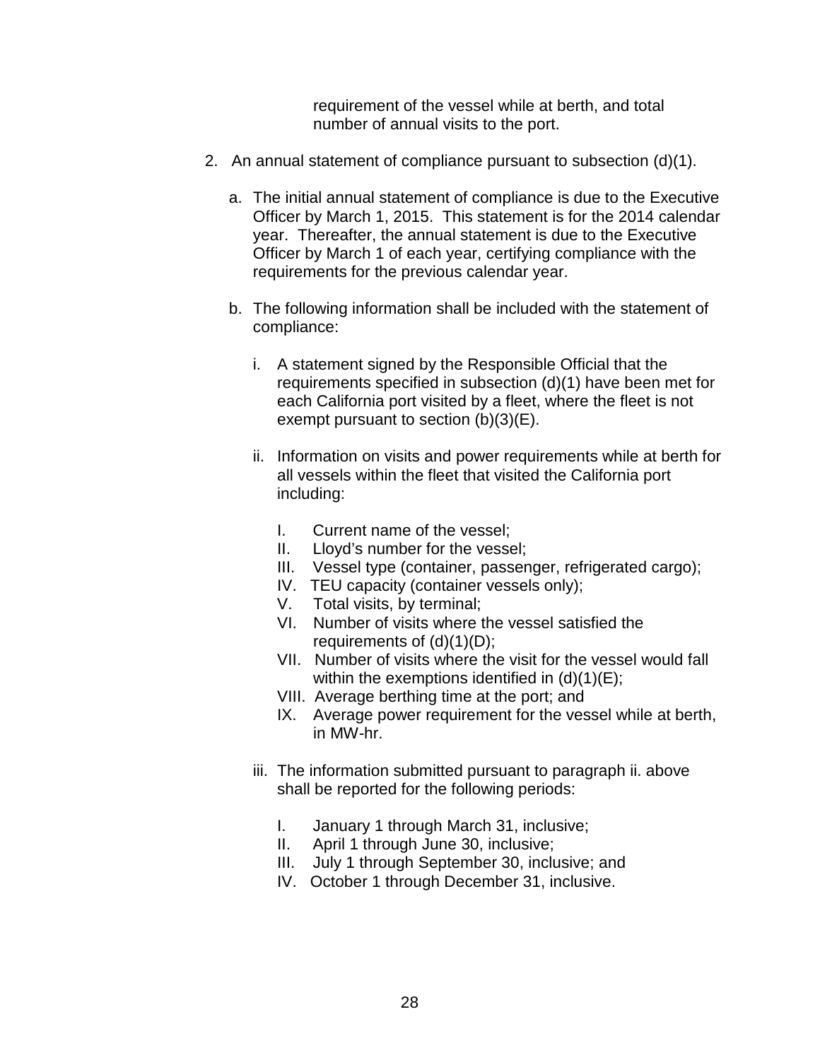requirement of the vessel while at berth, and total number of annual visits to the port.

2. An annual statement of compliance pursuant to subsection (d)(1).

   a. The initial annual statement of compliance is due to the Executive Officer by March 1, 2015. This statement is for the 2014 calendar year. Thereafter, the annual statement is due to the Executive Officer by March 1 of each year, certifying compliance with the requirements for the previous calendar year.

   b. The following information shall be included with the statement of compliance:

      i. A statement signed by the Responsible Official that the requirements specified in subsection (d)(1) have been met for each California port visited by a fleet, where the fleet is not exempt pursuant to section (b)(3)(E).

      ii. Information on visits and power requirements while at berth for all vessels within the fleet that visited the California port including:

         I. Current name of the vessel;
         II. Lloyd's number for the vessel;
         III. Vessel type (container, passenger, refrigerated cargo);
         IV. TEU capacity (container vessels only);
         V. Total visits, by terminal;
         VI. Number of visits where the vessel satisfied the requirements of (d)(1)(D);
         VII. Number of visits where the visit for the vessel would fall within the exemptions identified in (d)(1)(E);
         VIII. Average berthing time at the port; and
         IX. Average power requirement for the vessel while at berth, in MW-hr.

      iii. The information submitted pursuant to paragraph ii. above shall be reported for the following periods:

         I. January 1 through March 31, inclusive;
         II. April 1 through June 30, inclusive;
         III. July 1 through September 30, inclusive; and
         IV. October 1 through December 31, inclusive.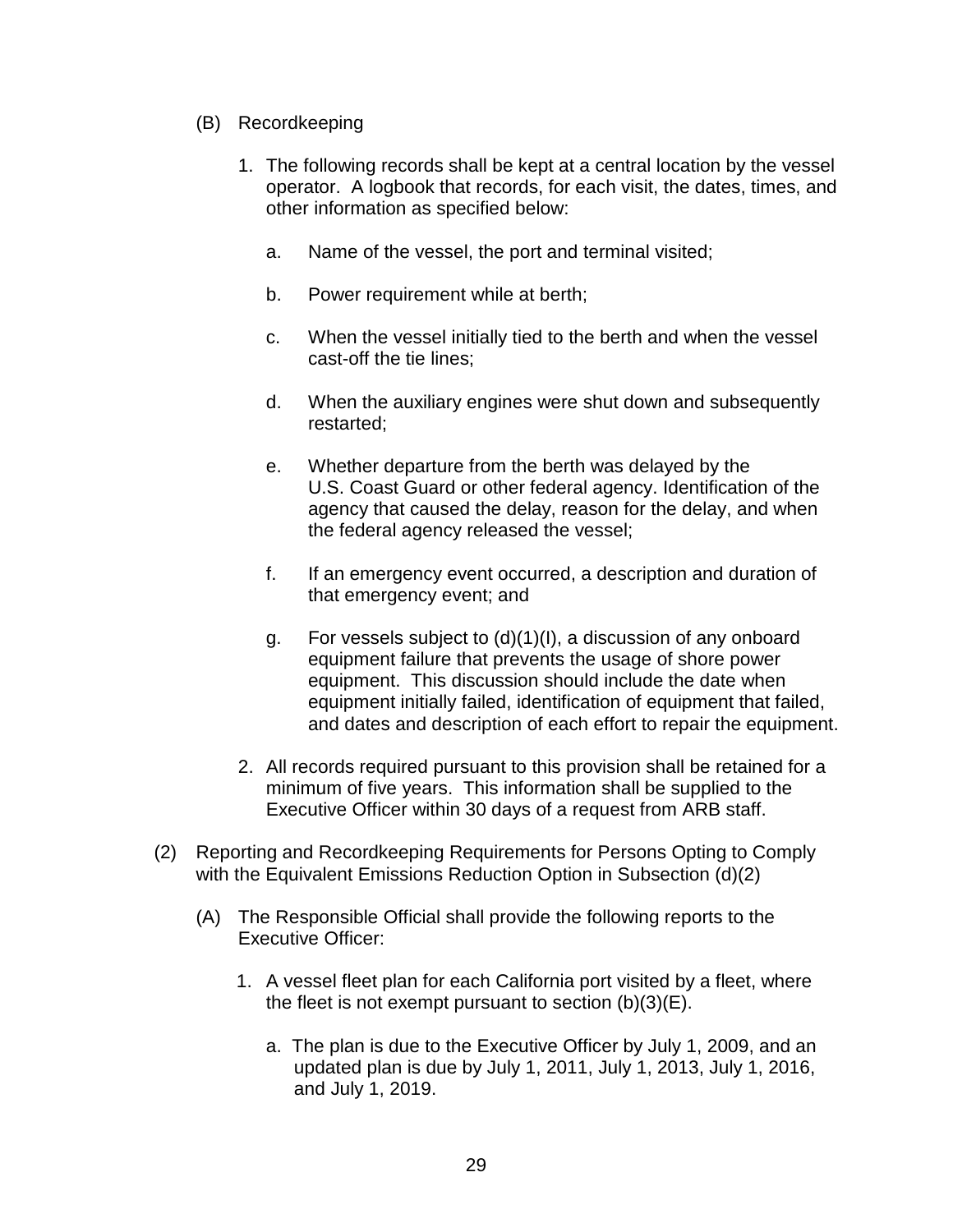(B) Recordkeeping

1. The following records shall be kept at a central location by the vessel operator. A logbook that records, for each visit, the dates, times, and other information as specified below:

   a. Name of the vessel, the port and terminal visited;

   b. Power requirement while at berth;

   c. When the vessel initially tied to the berth and when the vessel cast-off the tie lines;

   d. When the auxiliary engines were shut down and subsequently restarted;

   e. Whether departure from the berth was delayed by the U.S. Coast Guard or other federal agency. Identification of the agency that caused the delay, reason for the delay, and when the federal agency released the vessel;

   f. If an emergency event occurred, a description and duration of that emergency event; and

   g. For vessels subject to (d)(1)(I), a discussion of any onboard equipment failure that prevents the usage of shore power equipment. This discussion should include the date when equipment initially failed, identification of equipment that failed, and dates and description of each effort to repair the equipment.

2. All records required pursuant to this provision shall be retained for a minimum of five years. This information shall be supplied to the Executive Officer within 30 days of a request from ARB staff.

(2) Reporting and Recordkeeping Requirements for Persons Opting to Comply with the Equivalent Emissions Reduction Option in Subsection (d)(2)

(A) The Responsible Official shall provide the following reports to the Executive Officer:

1. A vessel fleet plan for each California port visited by a fleet, where the fleet is not exempt pursuant to section (b)(3)(E).

   a. The plan is due to the Executive Officer by July 1, 2009, and an updated plan is due by July 1, 2011, July 1, 2013, July 1, 2016, and July 1, 2019.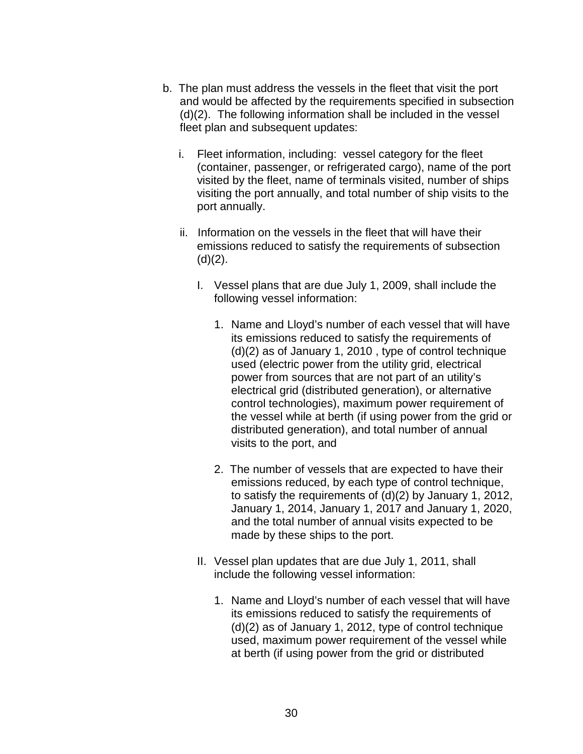b. The plan must address the vessels in the fleet that visit the port and would be affected by the requirements specified in subsection (d)(2). The following information shall be included in the vessel fleet plan and subsequent updates:

   i. Fleet information, including: vessel category for the fleet (container, passenger, or refrigerated cargo), name of the port visited by the fleet, name of terminals visited, number of ships visiting the port annually, and total number of ship visits to the port annually.

   ii. Information on the vessels in the fleet that will have their emissions reduced to satisfy the requirements of subsection (d)(2).

      I. Vessel plans that are due July 1, 2009, shall include the following vessel information:

         1. Name and Lloyd's number of each vessel that will have its emissions reduced to satisfy the requirements of (d)(2) as of January 1, 2010 , type of control technique used (electric power from the utility grid, electrical power from sources that are not part of an utility's electrical grid (distributed generation), or alternative control technologies), maximum power requirement of the vessel while at berth (if using power from the grid or distributed generation), and total number of annual visits to the port, and

         2. The number of vessels that are expected to have their emissions reduced, by each type of control technique, to satisfy the requirements of (d)(2) by January 1, 2012, January 1, 2014, January 1, 2017 and January 1, 2020, and the total number of annual visits expected to be made by these ships to the port.

      II. Vessel plan updates that are due July 1, 2011, shall include the following vessel information:

         1. Name and Lloyd's number of each vessel that will have its emissions reduced to satisfy the requirements of (d)(2) as of January 1, 2012, type of control technique used, maximum power requirement of the vessel while at berth (if using power from the grid or distributed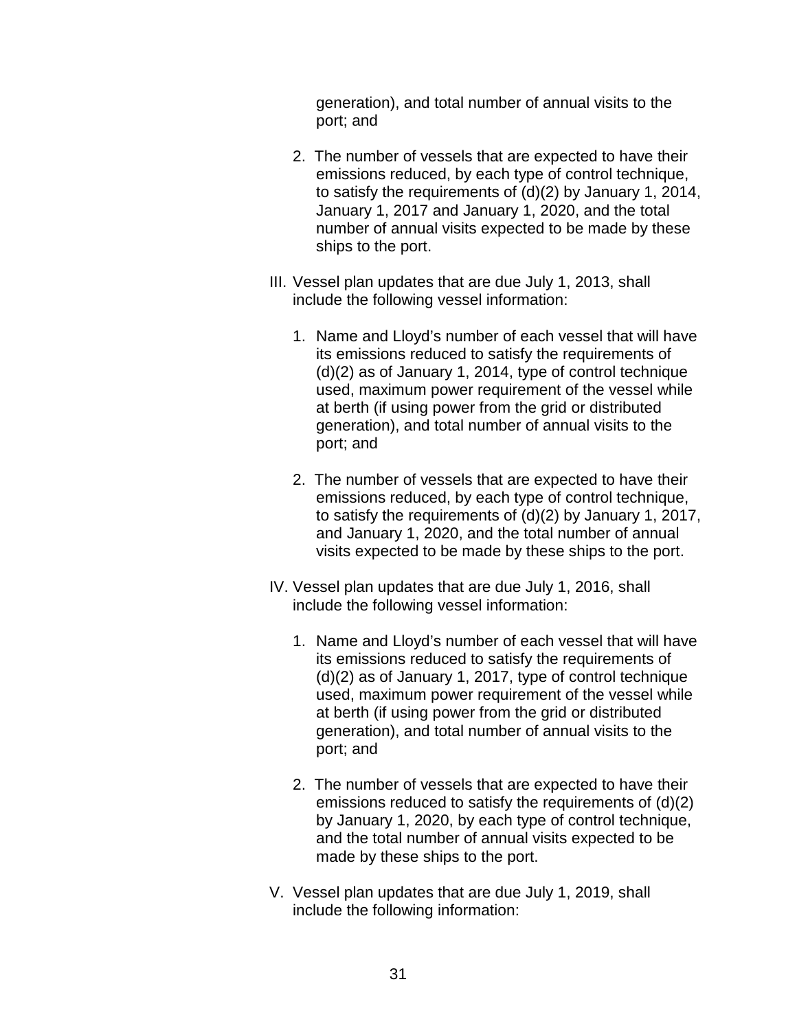generation), and total number of annual visits to the port; and

2. The number of vessels that are expected to have their emissions reduced, by each type of control technique, to satisfy the requirements of (d)(2) by January 1, 2014, January 1, 2017 and January 1, 2020, and the total number of annual visits expected to be made by these ships to the port.

III. Vessel plan updates that are due July 1, 2013, shall include the following vessel information:

1. Name and Lloyd's number of each vessel that will have its emissions reduced to satisfy the requirements of (d)(2) as of January 1, 2014, type of control technique used, maximum power requirement of the vessel while at berth (if using power from the grid or distributed generation), and total number of annual visits to the port; and

2. The number of vessels that are expected to have their emissions reduced, by each type of control technique, to satisfy the requirements of (d)(2) by January 1, 2017, and January 1, 2020, and the total number of annual visits expected to be made by these ships to the port.

IV. Vessel plan updates that are due July 1, 2016, shall include the following vessel information:

1. Name and Lloyd's number of each vessel that will have its emissions reduced to satisfy the requirements of (d)(2) as of January 1, 2017, type of control technique used, maximum power requirement of the vessel while at berth (if using power from the grid or distributed generation), and total number of annual visits to the port; and

2. The number of vessels that are expected to have their emissions reduced to satisfy the requirements of (d)(2) by January 1, 2020, by each type of control technique, and the total number of annual visits expected to be made by these ships to the port.

V. Vessel plan updates that are due July 1, 2019, shall include the following information: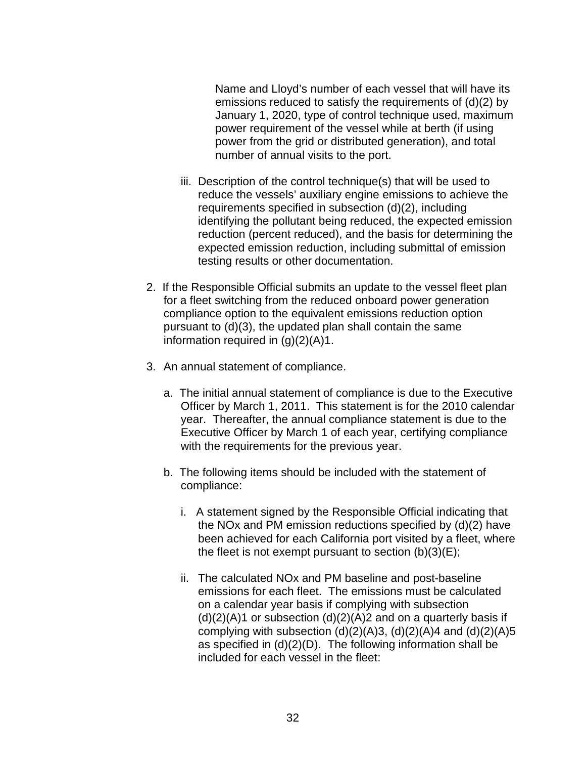Name and Lloyd's number of each vessel that will have its emissions reduced to satisfy the requirements of (d)(2) by January 1, 2020, type of control technique used, maximum power requirement of the vessel while at berth (if using power from the grid or distributed generation), and total number of annual visits to the port.

iii. Description of the control technique(s) that will be used to reduce the vessels' auxiliary engine emissions to achieve the requirements specified in subsection (d)(2), including identifying the pollutant being reduced, the expected emission reduction (percent reduced), and the basis for determining the expected emission reduction, including submittal of emission testing results or other documentation.

2. If the Responsible Official submits an update to the vessel fleet plan for a fleet switching from the reduced onboard power generation compliance option to the equivalent emissions reduction option pursuant to (d)(3), the updated plan shall contain the same information required in (g)(2)(A)1.

3. An annual statement of compliance.

   a. The initial annual statement of compliance is due to the Executive Officer by March 1, 2011. This statement is for the 2010 calendar year. Thereafter, the annual compliance statement is due to the Executive Officer by March 1 of each year, certifying compliance with the requirements for the previous year.

   b. The following items should be included with the statement of compliance:

      i. A statement signed by the Responsible Official indicating that the NOx and PM emission reductions specified by (d)(2) have been achieved for each California port visited by a fleet, where the fleet is not exempt pursuant to section (b)(3)(E);

      ii. The calculated NOx and PM baseline and post-baseline emissions for each fleet. The emissions must be calculated on a calendar year basis if complying with subsection (d)(2)(A)1 or subsection (d)(2)(A)2 and on a quarterly basis if complying with subsection (d)(2)(A)3, (d)(2)(A)4 and (d)(2)(A)5 as specified in (d)(2)(D). The following information shall be included for each vessel in the fleet: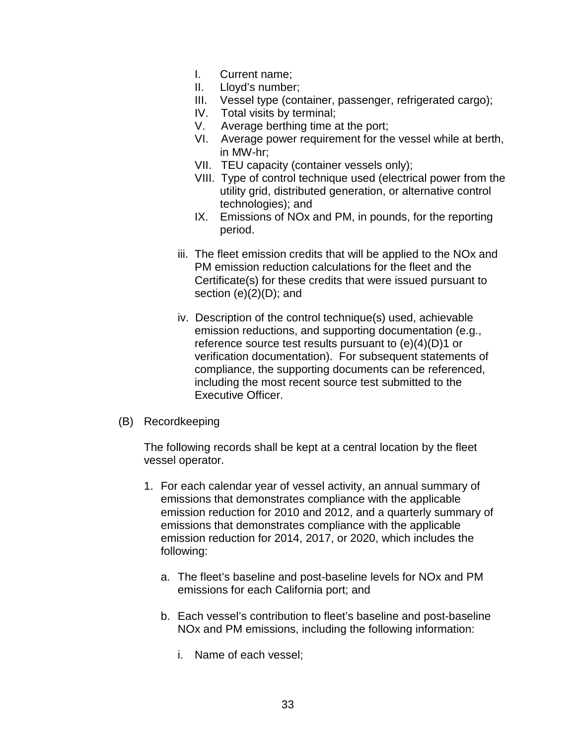I. Current name;
II. Lloyd's number;
III. Vessel type (container, passenger, refrigerated cargo);
IV. Total visits by terminal;
V. Average berthing time at the port;
VI. Average power requirement for the vessel while at berth, in MW-hr;
VII. TEU capacity (container vessels only);
VIII. Type of control technique used (electrical power from the utility grid, distributed generation, or alternative control technologies); and
IX. Emissions of NOx and PM, in pounds, for the reporting period.

iii. The fleet emission credits that will be applied to the NOx and PM emission reduction calculations for the fleet and the Certificate(s) for these credits that were issued pursuant to section (e)(2)(D); and

iv. Description of the control technique(s) used, achievable emission reductions, and supporting documentation (e.g., reference source test results pursuant to (e)(4)(D)1 or verification documentation). For subsequent statements of compliance, the supporting documents can be referenced, including the most recent source test submitted to the Executive Officer.

(B) Recordkeeping

The following records shall be kept at a central location by the fleet vessel operator.

1. For each calendar year of vessel activity, an annual summary of emissions that demonstrates compliance with the applicable emission reduction for 2010 and 2012, and a quarterly summary of emissions that demonstrates compliance with the applicable emission reduction for 2014, 2017, or 2020, which includes the following:

   a. The fleet's baseline and post-baseline levels for NOx and PM emissions for each California port; and

   b. Each vessel's contribution to fleet's baseline and post-baseline NOx and PM emissions, including the following information:

      i. Name of each vessel;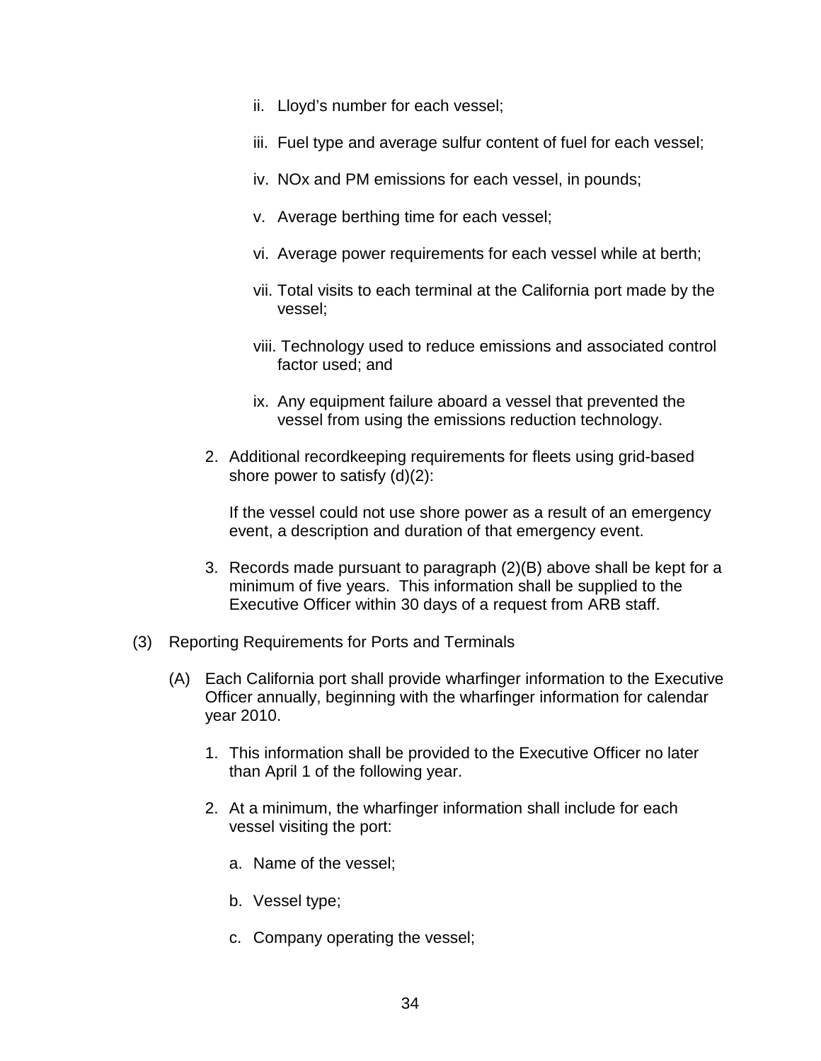ii. Lloyd's number for each vessel;

iii. Fuel type and average sulfur content of fuel for each vessel;

iv. NOx and PM emissions for each vessel, in pounds;

v. Average berthing time for each vessel;

vi. Average power requirements for each vessel while at berth;

vii. Total visits to each terminal at the California port made by the vessel;

viii. Technology used to reduce emissions and associated control factor used; and

ix. Any equipment failure aboard a vessel that prevented the vessel from using the emissions reduction technology.

2. Additional recordkeeping requirements for fleets using grid-based shore power to satisfy (d)(2):

   If the vessel could not use shore power as a result of an emergency event, a description and duration of that emergency event.

3. Records made pursuant to paragraph (2)(B) above shall be kept for a minimum of five years. This information shall be supplied to the Executive Officer within 30 days of a request from ARB staff.

(3) Reporting Requirements for Ports and Terminals

(A) Each California port shall provide wharfinger information to the Executive Officer annually, beginning with the wharfinger information for calendar year 2010.

1. This information shall be provided to the Executive Officer no later than April 1 of the following year.

2. At a minimum, the wharfinger information shall include for each vessel visiting the port:

   a. Name of the vessel;

   b. Vessel type;

   c. Company operating the vessel;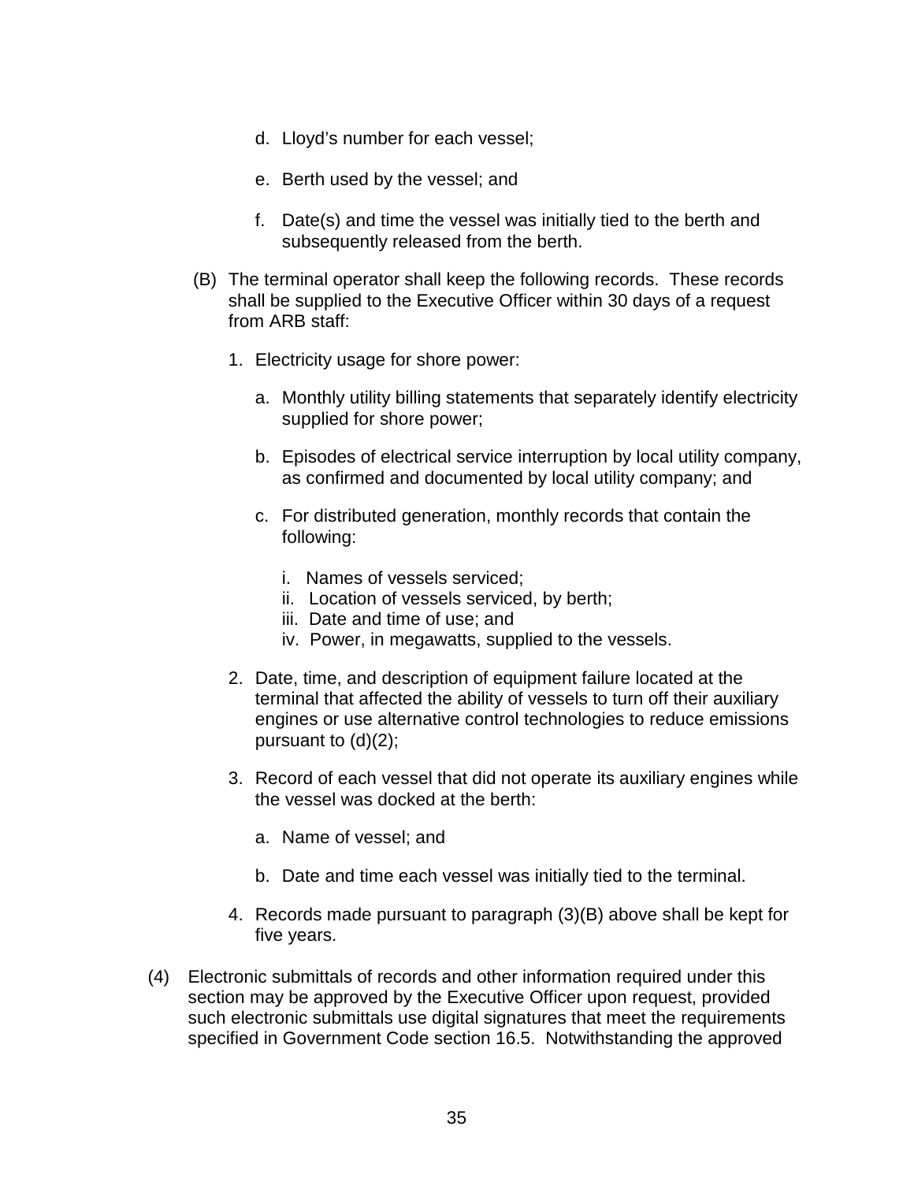d. Lloyd's number for each vessel;

e. Berth used by the vessel; and

f. Date(s) and time the vessel was initially tied to the berth and subsequently released from the berth.

(B) The terminal operator shall keep the following records. These records shall be supplied to the Executive Officer within 30 days of a request from ARB staff:

1. Electricity usage for shore power:

   a. Monthly utility billing statements that separately identify electricity supplied for shore power;

   b. Episodes of electrical service interruption by local utility company, as confirmed and documented by local utility company; and

   c. For distributed generation, monthly records that contain the following:

      i. Names of vessels serviced;
      ii. Location of vessels serviced, by berth;
      iii. Date and time of use; and
      iv. Power, in megawatts, supplied to the vessels.

2. Date, time, and description of equipment failure located at the terminal that affected the ability of vessels to turn off their auxiliary engines or use alternative control technologies to reduce emissions pursuant to (d)(2);

3. Record of each vessel that did not operate its auxiliary engines while the vessel was docked at the berth:

   a. Name of vessel; and

   b. Date and time each vessel was initially tied to the terminal.

4. Records made pursuant to paragraph (3)(B) above shall be kept for five years.

(4) Electronic submittals of records and other information required under this section may be approved by the Executive Officer upon request, provided such electronic submittals use digital signatures that meet the requirements specified in Government Code section 16.5. Notwithstanding the approved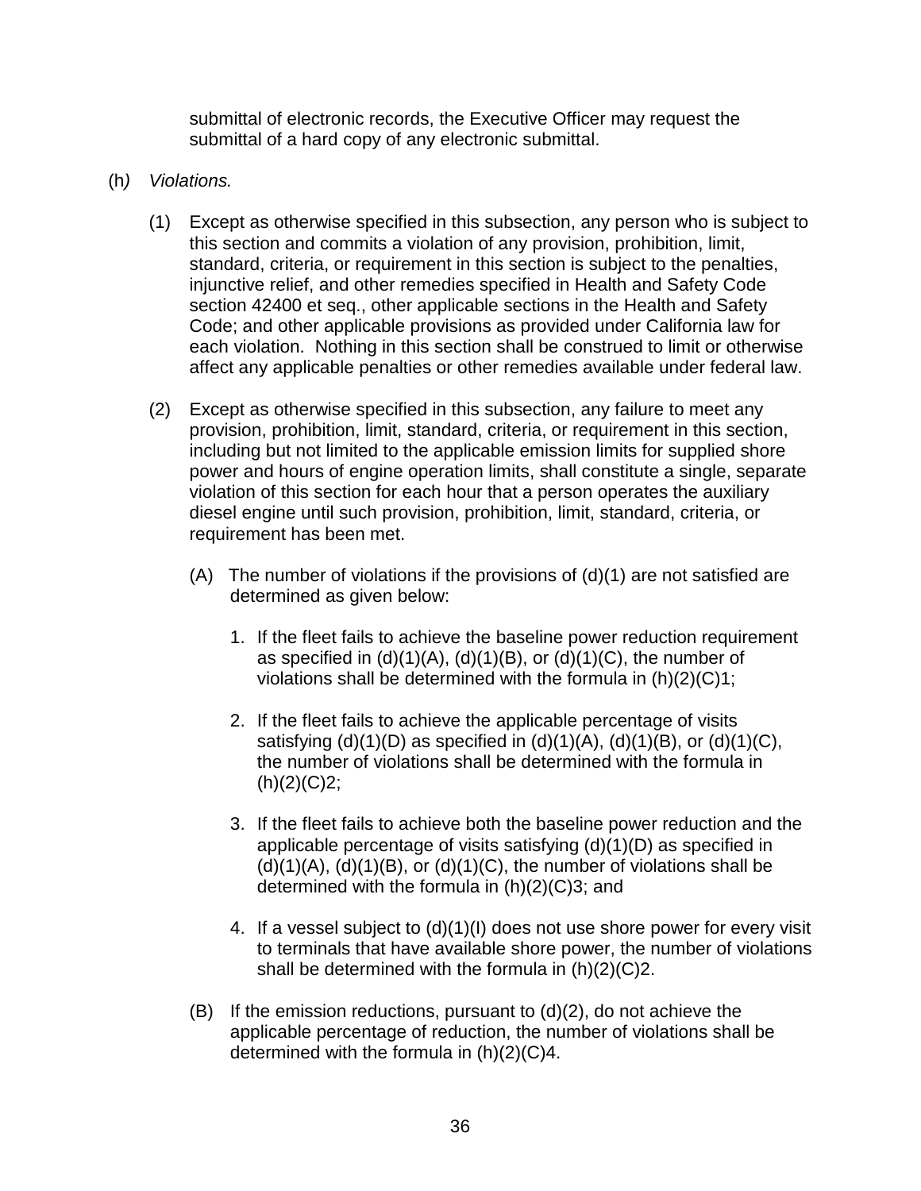submittal of electronic records, the Executive Officer may request the submittal of a hard copy of any electronic submittal.

(h) *Violations.*

(1) Except as otherwise specified in this subsection, any person who is subject to this section and commits a violation of any provision, prohibition, limit, standard, criteria, or requirement in this section is subject to the penalties, injunctive relief, and other remedies specified in Health and Safety Code section 42400 et seq., other applicable sections in the Health and Safety Code; and other applicable provisions as provided under California law for each violation. Nothing in this section shall be construed to limit or otherwise affect any applicable penalties or other remedies available under federal law.

(2) Except as otherwise specified in this subsection, any failure to meet any provision, prohibition, limit, standard, criteria, or requirement in this section, including but not limited to the applicable emission limits for supplied shore power and hours of engine operation limits, shall constitute a single, separate violation of this section for each hour that a person operates the auxiliary diesel engine until such provision, prohibition, limit, standard, criteria, or requirement has been met.

(A) The number of violations if the provisions of (d)(1) are not satisfied are determined as given below:

1. If the fleet fails to achieve the baseline power reduction requirement as specified in (d)(1)(A), (d)(1)(B), or (d)(1)(C), the number of violations shall be determined with the formula in (h)(2)(C)1;

2. If the fleet fails to achieve the applicable percentage of visits satisfying (d)(1)(D) as specified in (d)(1)(A), (d)(1)(B), or (d)(1)(C), the number of violations shall be determined with the formula in (h)(2)(C)2;

3. If the fleet fails to achieve both the baseline power reduction and the applicable percentage of visits satisfying (d)(1)(D) as specified in (d)(1)(A), (d)(1)(B), or (d)(1)(C), the number of violations shall be determined with the formula in (h)(2)(C)3; and

4. If a vessel subject to (d)(1)(I) does not use shore power for every visit to terminals that have available shore power, the number of violations shall be determined with the formula in (h)(2)(C)2.

(B) If the emission reductions, pursuant to (d)(2), do not achieve the applicable percentage of reduction, the number of violations shall be determined with the formula in (h)(2)(C)4.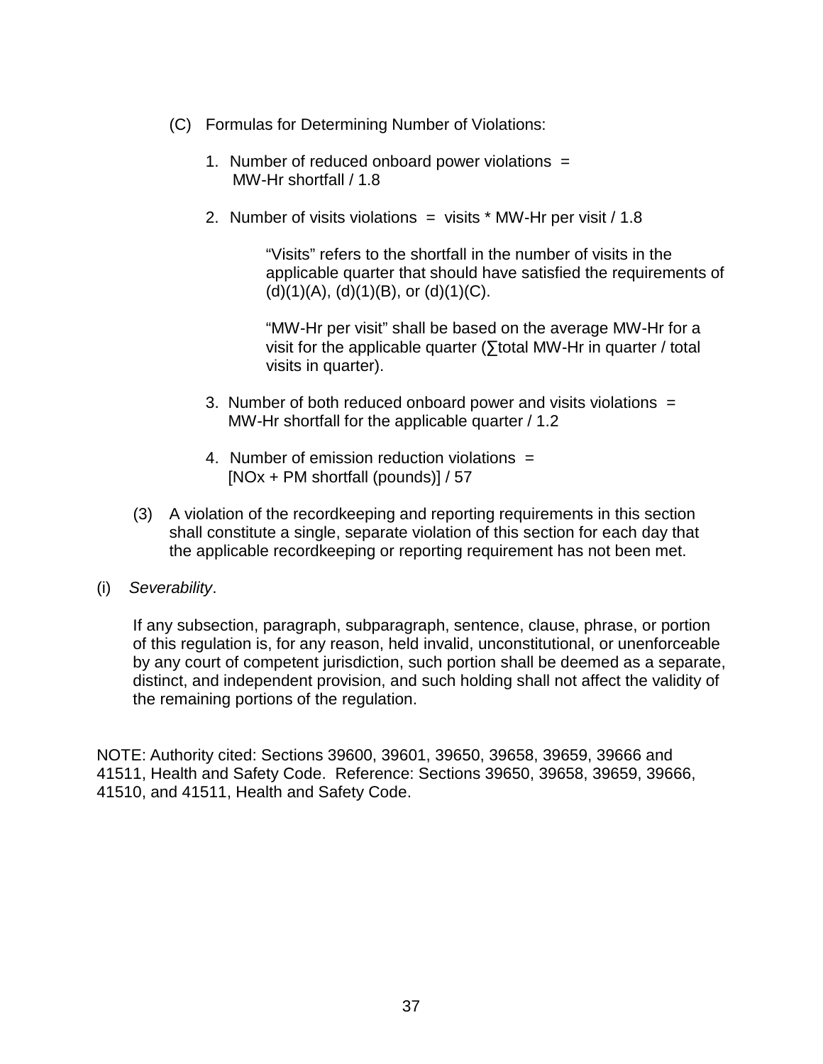(C) Formulas for Determining Number of Violations:

1. Number of reduced onboard power violations = MW-Hr shortfall / 1.8

2. Number of visits violations = visits * MW-Hr per visit / 1.8

   "Visits" refers to the shortfall in the number of visits in the applicable quarter that should have satisfied the requirements of (d)(1)(A), (d)(1)(B), or (d)(1)(C).

   "MW-Hr per visit" shall be based on the average MW-Hr for a visit for the applicable quarter (∑total MW-Hr in quarter / total visits in quarter).

3. Number of both reduced onboard power and visits violations = MW-Hr shortfall for the applicable quarter / 1.2

4. Number of emission reduction violations = [NOx + PM shortfall (pounds)] / 57

(3) A violation of the recordkeeping and reporting requirements in this section shall constitute a single, separate violation of this section for each day that the applicable recordkeeping or reporting requirement has not been met.

(i) *Severability*.

If any subsection, paragraph, subparagraph, sentence, clause, phrase, or portion of this regulation is, for any reason, held invalid, unconstitutional, or unenforceable by any court of competent jurisdiction, such portion shall be deemed as a separate, distinct, and independent provision, and such holding shall not affect the validity of the remaining portions of the regulation.

NOTE: Authority cited: Sections 39600, 39601, 39650, 39658, 39659, 39666 and 41511, Health and Safety Code. Reference: Sections 39650, 39658, 39659, 39666, 41510, and 41511, Health and Safety Code.